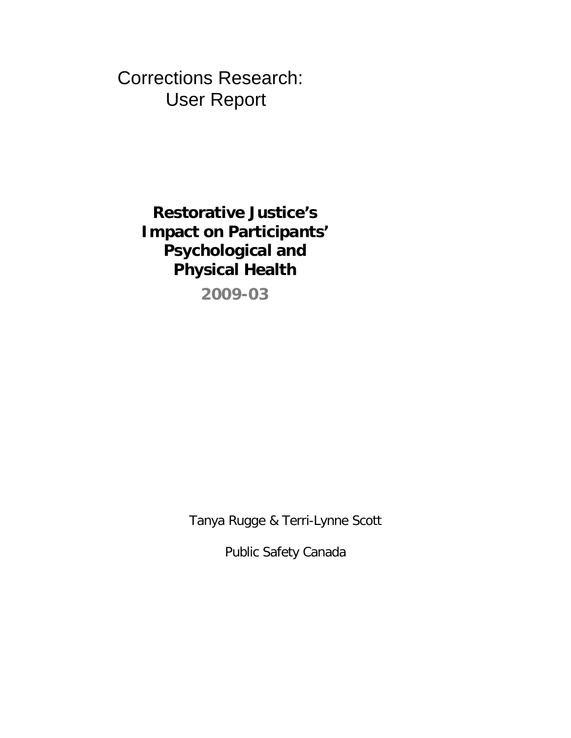Corrections Research:
User Report

# Restorative Justice's Impact on Participants' Psychological and Physical Health

**2009-03**

Tanya Rugge & Terri-Lynne Scott

Public Safety Canada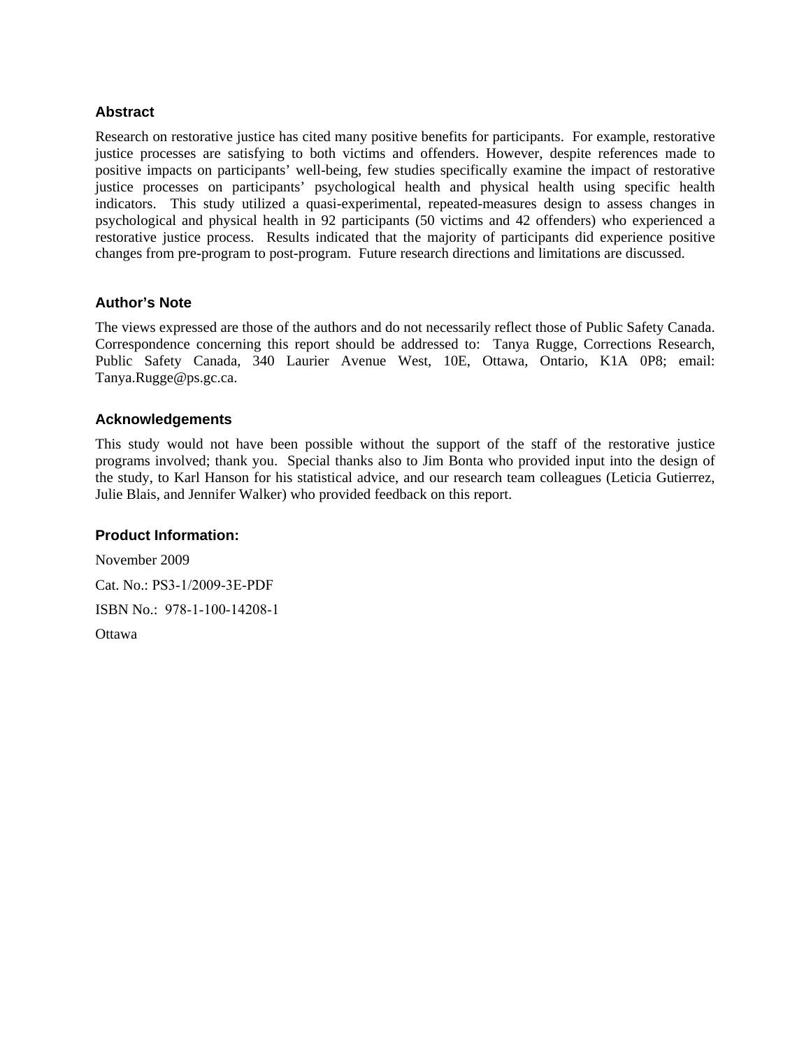## Abstract

Research on restorative justice has cited many positive benefits for participants. For example, restorative justice processes are satisfying to both victims and offenders. However, despite references made to positive impacts on participants' well-being, few studies specifically examine the impact of restorative justice processes on participants' psychological health and physical health using specific health indicators. This study utilized a quasi-experimental, repeated-measures design to assess changes in psychological and physical health in 92 participants (50 victims and 42 offenders) who experienced a restorative justice process. Results indicated that the majority of participants did experience positive changes from pre-program to post-program. Future research directions and limitations are discussed.

## Author's Note

The views expressed are those of the authors and do not necessarily reflect those of Public Safety Canada. Correspondence concerning this report should be addressed to: Tanya Rugge, Corrections Research, Public Safety Canada, 340 Laurier Avenue West, 10E, Ottawa, Ontario, K1A 0P8; email: Tanya.Rugge@ps.gc.ca.

## Acknowledgements

This study would not have been possible without the support of the staff of the restorative justice programs involved; thank you. Special thanks also to Jim Bonta who provided input into the design of the study, to Karl Hanson for his statistical advice, and our research team colleagues (Leticia Gutierrez, Julie Blais, and Jennifer Walker) who provided feedback on this report.

## Product Information:

November 2009

Cat. No.: PS3-1/2009-3E-PDF

ISBN No.: 978-1-100-14208-1

Ottawa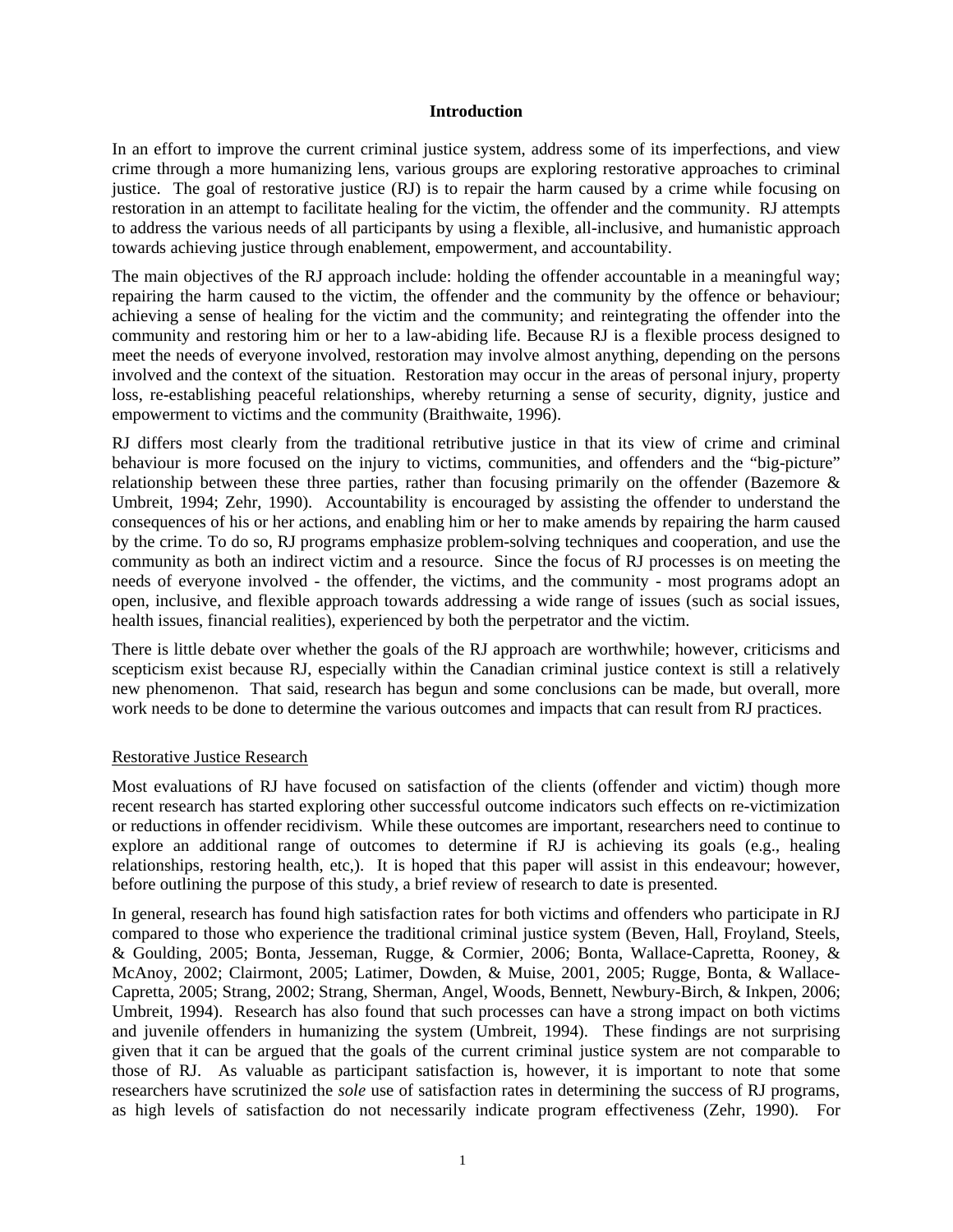## Introduction

In an effort to improve the current criminal justice system, address some of its imperfections, and view crime through a more humanizing lens, various groups are exploring restorative approaches to criminal justice. The goal of restorative justice (RJ) is to repair the harm caused by a crime while focusing on restoration in an attempt to facilitate healing for the victim, the offender and the community. RJ attempts to address the various needs of all participants by using a flexible, all-inclusive, and humanistic approach towards achieving justice through enablement, empowerment, and accountability.

The main objectives of the RJ approach include: holding the offender accountable in a meaningful way; repairing the harm caused to the victim, the offender and the community by the offence or behaviour; achieving a sense of healing for the victim and the community; and reintegrating the offender into the community and restoring him or her to a law-abiding life. Because RJ is a flexible process designed to meet the needs of everyone involved, restoration may involve almost anything, depending on the persons involved and the context of the situation. Restoration may occur in the areas of personal injury, property loss, re-establishing peaceful relationships, whereby returning a sense of security, dignity, justice and empowerment to victims and the community (Braithwaite, 1996).

RJ differs most clearly from the traditional retributive justice in that its view of crime and criminal behaviour is more focused on the injury to victims, communities, and offenders and the "big-picture" relationship between these three parties, rather than focusing primarily on the offender (Bazemore & Umbreit, 1994; Zehr, 1990). Accountability is encouraged by assisting the offender to understand the consequences of his or her actions, and enabling him or her to make amends by repairing the harm caused by the crime. To do so, RJ programs emphasize problem-solving techniques and cooperation, and use the community as both an indirect victim and a resource. Since the focus of RJ processes is on meeting the needs of everyone involved - the offender, the victims, and the community - most programs adopt an open, inclusive, and flexible approach towards addressing a wide range of issues (such as social issues, health issues, financial realities), experienced by both the perpetrator and the victim.

There is little debate over whether the goals of the RJ approach are worthwhile; however, criticisms and scepticism exist because RJ, especially within the Canadian criminal justice context is still a relatively new phenomenon. That said, research has begun and some conclusions can be made, but overall, more work needs to be done to determine the various outcomes and impacts that can result from RJ practices.

### Restorative Justice Research

Most evaluations of RJ have focused on satisfaction of the clients (offender and victim) though more recent research has started exploring other successful outcome indicators such effects on re-victimization or reductions in offender recidivism. While these outcomes are important, researchers need to continue to explore an additional range of outcomes to determine if RJ is achieving its goals (e.g., healing relationships, restoring health, etc,). It is hoped that this paper will assist in this endeavour; however, before outlining the purpose of this study, a brief review of research to date is presented.

In general, research has found high satisfaction rates for both victims and offenders who participate in RJ compared to those who experience the traditional criminal justice system (Beven, Hall, Froyland, Steels, & Goulding, 2005; Bonta, Jesseman, Rugge, & Cormier, 2006; Bonta, Wallace-Capretta, Rooney, & McAnoy, 2002; Clairmont, 2005; Latimer, Dowden, & Muise, 2001, 2005; Rugge, Bonta, & Wallace-Capretta, 2005; Strang, 2002; Strang, Sherman, Angel, Woods, Bennett, Newbury-Birch, & Inkpen, 2006; Umbreit, 1994). Research has also found that such processes can have a strong impact on both victims and juvenile offenders in humanizing the system (Umbreit, 1994). These findings are not surprising given that it can be argued that the goals of the current criminal justice system are not comparable to those of RJ. As valuable as participant satisfaction is, however, it is important to note that some researchers have scrutinized the *sole* use of satisfaction rates in determining the success of RJ programs, as high levels of satisfaction do not necessarily indicate program effectiveness (Zehr, 1990). For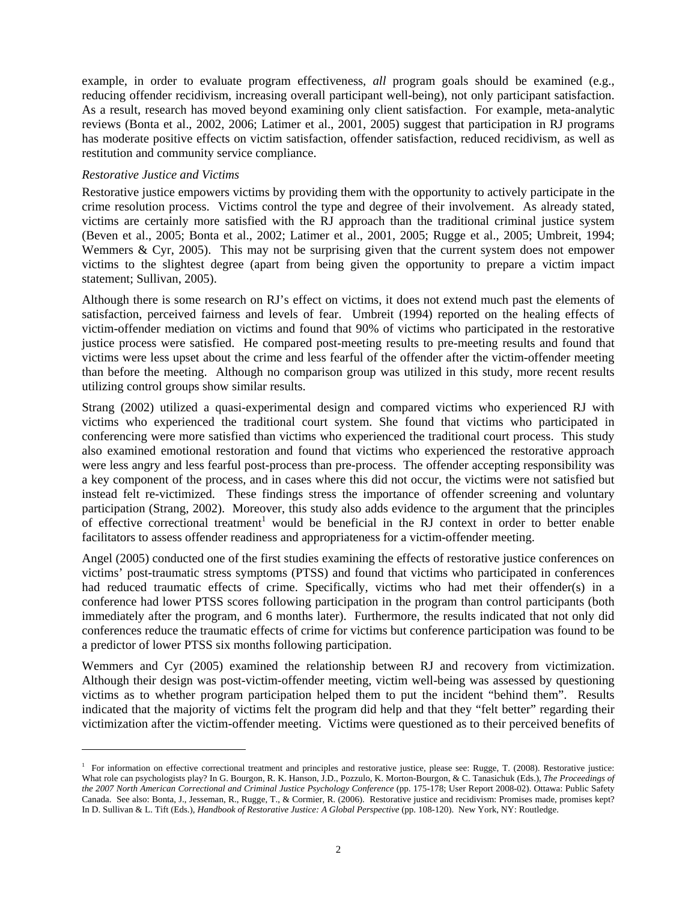example, in order to evaluate program effectiveness, *all* program goals should be examined (e.g., reducing offender recidivism, increasing overall participant well-being), not only participant satisfaction. As a result, research has moved beyond examining only client satisfaction. For example, meta-analytic reviews (Bonta et al., 2002, 2006; Latimer et al., 2001, 2005) suggest that participation in RJ programs has moderate positive effects on victim satisfaction, offender satisfaction, reduced recidivism, as well as restitution and community service compliance.

*Restorative Justice and Victims*

Restorative justice empowers victims by providing them with the opportunity to actively participate in the crime resolution process. Victims control the type and degree of their involvement. As already stated, victims are certainly more satisfied with the RJ approach than the traditional criminal justice system (Beven et al., 2005; Bonta et al., 2002; Latimer et al., 2001, 2005; Rugge et al., 2005; Umbreit, 1994; Wemmers & Cyr, 2005). This may not be surprising given that the current system does not empower victims to the slightest degree (apart from being given the opportunity to prepare a victim impact statement; Sullivan, 2005).

Although there is some research on RJ's effect on victims, it does not extend much past the elements of satisfaction, perceived fairness and levels of fear. Umbreit (1994) reported on the healing effects of victim-offender mediation on victims and found that 90% of victims who participated in the restorative justice process were satisfied. He compared post-meeting results to pre-meeting results and found that victims were less upset about the crime and less fearful of the offender after the victim-offender meeting than before the meeting. Although no comparison group was utilized in this study, more recent results utilizing control groups show similar results.

Strang (2002) utilized a quasi-experimental design and compared victims who experienced RJ with victims who experienced the traditional court system. She found that victims who participated in conferencing were more satisfied than victims who experienced the traditional court process. This study also examined emotional restoration and found that victims who experienced the restorative approach were less angry and less fearful post-process than pre-process. The offender accepting responsibility was a key component of the process, and in cases where this did not occur, the victims were not satisfied but instead felt re-victimized. These findings stress the importance of offender screening and voluntary participation (Strang, 2002). Moreover, this study also adds evidence to the argument that the principles of effective correctional treatment[1] would be beneficial in the RJ context in order to better enable facilitators to assess offender readiness and appropriateness for a victim-offender meeting.

Angel (2005) conducted one of the first studies examining the effects of restorative justice conferences on victims' post-traumatic stress symptoms (PTSS) and found that victims who participated in conferences had reduced traumatic effects of crime. Specifically, victims who had met their offender(s) in a conference had lower PTSS scores following participation in the program than control participants (both immediately after the program, and 6 months later). Furthermore, the results indicated that not only did conferences reduce the traumatic effects of crime for victims but conference participation was found to be a predictor of lower PTSS six months following participation.

Wemmers and Cyr (2005) examined the relationship between RJ and recovery from victimization. Although their design was post-victim-offender meeting, victim well-being was assessed by questioning victims as to whether program participation helped them to put the incident "behind them". Results indicated that the majority of victims felt the program did help and that they "felt better" regarding their victimization after the victim-offender meeting. Victims were questioned as to their perceived benefits of

---

[1] For information on effective correctional treatment and principles and restorative justice, please see: Rugge, T. (2008). Restorative justice: What role can psychologists play? In G. Bourgon, R. K. Hanson, J.D., Pozzulo, K. Morton-Bourgon, & C. Tanasichuk (Eds.), *The Proceedings of the 2007 North American Correctional and Criminal Justice Psychology Conference* (pp. 175-178; User Report 2008-02). Ottawa: Public Safety Canada. See also: Bonta, J., Jesseman, R., Rugge, T., & Cormier, R. (2006). Restorative justice and recidivism: Promises made, promises kept? In D. Sullivan & L. Tift (Eds.), *Handbook of Restorative Justice: A Global Perspective* (pp. 108-120). New York, NY: Routledge.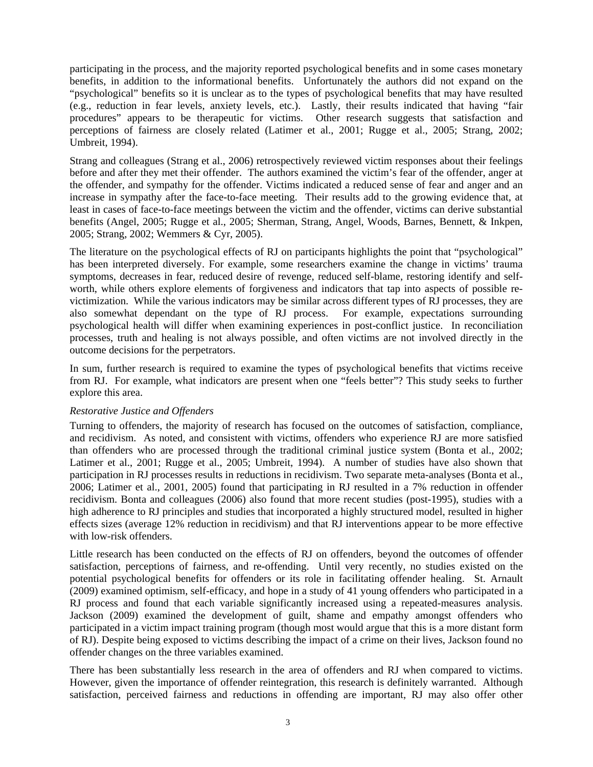participating in the process, and the majority reported psychological benefits and in some cases monetary benefits, in addition to the informational benefits. Unfortunately the authors did not expand on the "psychological" benefits so it is unclear as to the types of psychological benefits that may have resulted (e.g., reduction in fear levels, anxiety levels, etc.). Lastly, their results indicated that having "fair procedures" appears to be therapeutic for victims. Other research suggests that satisfaction and perceptions of fairness are closely related (Latimer et al., 2001; Rugge et al., 2005; Strang, 2002; Umbreit, 1994).

Strang and colleagues (Strang et al., 2006) retrospectively reviewed victim responses about their feelings before and after they met their offender. The authors examined the victim's fear of the offender, anger at the offender, and sympathy for the offender. Victims indicated a reduced sense of fear and anger and an increase in sympathy after the face-to-face meeting. Their results add to the growing evidence that, at least in cases of face-to-face meetings between the victim and the offender, victims can derive substantial benefits (Angel, 2005; Rugge et al., 2005; Sherman, Strang, Angel, Woods, Barnes, Bennett, & Inkpen, 2005; Strang, 2002; Wemmers & Cyr, 2005).

The literature on the psychological effects of RJ on participants highlights the point that "psychological" has been interpreted diversely. For example, some researchers examine the change in victims' trauma symptoms, decreases in fear, reduced desire of revenge, reduced self-blame, restoring identify and self-worth, while others explore elements of forgiveness and indicators that tap into aspects of possible re-victimization. While the various indicators may be similar across different types of RJ processes, they are also somewhat dependant on the type of RJ process. For example, expectations surrounding psychological health will differ when examining experiences in post-conflict justice. In reconciliation processes, truth and healing is not always possible, and often victims are not involved directly in the outcome decisions for the perpetrators.

In sum, further research is required to examine the types of psychological benefits that victims receive from RJ. For example, what indicators are present when one "feels better"? This study seeks to further explore this area.

*Restorative Justice and Offenders*

Turning to offenders, the majority of research has focused on the outcomes of satisfaction, compliance, and recidivism. As noted, and consistent with victims, offenders who experience RJ are more satisfied than offenders who are processed through the traditional criminal justice system (Bonta et al., 2002; Latimer et al., 2001; Rugge et al., 2005; Umbreit, 1994). A number of studies have also shown that participation in RJ processes results in reductions in recidivism. Two separate meta-analyses (Bonta et al., 2006; Latimer et al., 2001, 2005) found that participating in RJ resulted in a 7% reduction in offender recidivism. Bonta and colleagues (2006) also found that more recent studies (post-1995), studies with a high adherence to RJ principles and studies that incorporated a highly structured model, resulted in higher effects sizes (average 12% reduction in recidivism) and that RJ interventions appear to be more effective with low-risk offenders.

Little research has been conducted on the effects of RJ on offenders, beyond the outcomes of offender satisfaction, perceptions of fairness, and re-offending. Until very recently, no studies existed on the potential psychological benefits for offenders or its role in facilitating offender healing. St. Arnault (2009) examined optimism, self-efficacy, and hope in a study of 41 young offenders who participated in a RJ process and found that each variable significantly increased using a repeated-measures analysis. Jackson (2009) examined the development of guilt, shame and empathy amongst offenders who participated in a victim impact training program (though most would argue that this is a more distant form of RJ). Despite being exposed to victims describing the impact of a crime on their lives, Jackson found no offender changes on the three variables examined.

There has been substantially less research in the area of offenders and RJ when compared to victims. However, given the importance of offender reintegration, this research is definitely warranted. Although satisfaction, perceived fairness and reductions in offending are important, RJ may also offer other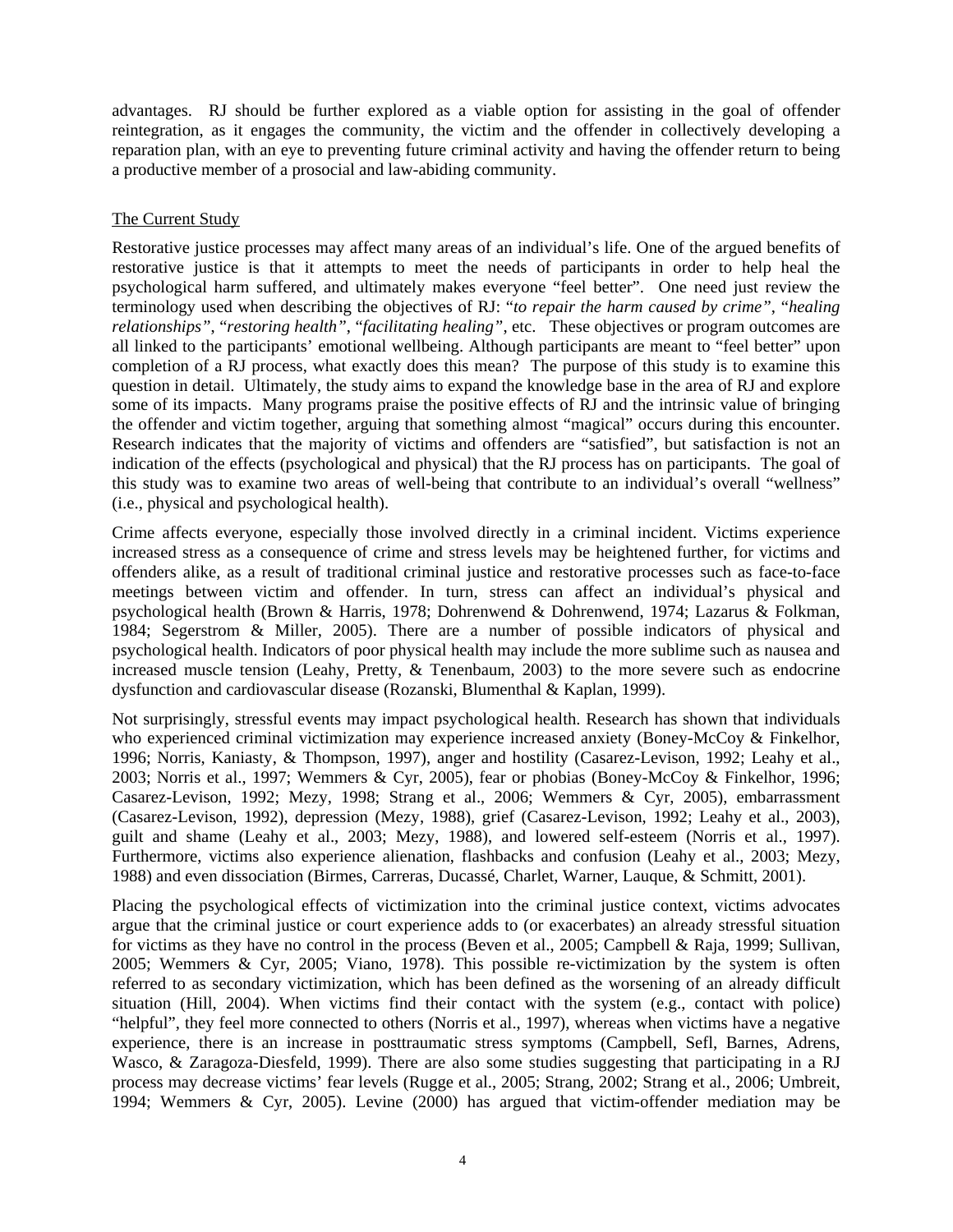advantages. RJ should be further explored as a viable option for assisting in the goal of offender reintegration, as it engages the community, the victim and the offender in collectively developing a reparation plan, with an eye to preventing future criminal activity and having the offender return to being a productive member of a prosocial and law-abiding community.

## The Current Study

Restorative justice processes may affect many areas of an individual's life. One of the argued benefits of restorative justice is that it attempts to meet the needs of participants in order to help heal the psychological harm suffered, and ultimately makes everyone "feel better". One need just review the terminology used when describing the objectives of RJ: "*to repair the harm caused by crime*", "*healing relationships*", "*restoring health*", "*facilitating healing*", etc. These objectives or program outcomes are all linked to the participants' emotional wellbeing. Although participants are meant to "feel better" upon completion of a RJ process, what exactly does this mean? The purpose of this study is to examine this question in detail. Ultimately, the study aims to expand the knowledge base in the area of RJ and explore some of its impacts. Many programs praise the positive effects of RJ and the intrinsic value of bringing the offender and victim together, arguing that something almost "magical" occurs during this encounter. Research indicates that the majority of victims and offenders are "satisfied", but satisfaction is not an indication of the effects (psychological and physical) that the RJ process has on participants. The goal of this study was to examine two areas of well-being that contribute to an individual's overall "wellness" (i.e., physical and psychological health).

Crime affects everyone, especially those involved directly in a criminal incident. Victims experience increased stress as a consequence of crime and stress levels may be heightened further, for victims and offenders alike, as a result of traditional criminal justice and restorative processes such as face-to-face meetings between victim and offender. In turn, stress can affect an individual's physical and psychological health (Brown & Harris, 1978; Dohrenwend & Dohrenwend, 1974; Lazarus & Folkman, 1984; Segerstrom & Miller, 2005). There are a number of possible indicators of physical and psychological health. Indicators of poor physical health may include the more sublime such as nausea and increased muscle tension (Leahy, Pretty, & Tenenbaum, 2003) to the more severe such as endocrine dysfunction and cardiovascular disease (Rozanski, Blumenthal & Kaplan, 1999).

Not surprisingly, stressful events may impact psychological health. Research has shown that individuals who experienced criminal victimization may experience increased anxiety (Boney-McCoy & Finkelhor, 1996; Norris, Kaniasty, & Thompson, 1997), anger and hostility (Casarez-Levison, 1992; Leahy et al., 2003; Norris et al., 1997; Wemmers & Cyr, 2005), fear or phobias (Boney-McCoy & Finkelhor, 1996; Casarez-Levison, 1992; Mezy, 1998; Strang et al., 2006; Wemmers & Cyr, 2005), embarrassment (Casarez-Levison, 1992), depression (Mezy, 1988), grief (Casarez-Levison, 1992; Leahy et al., 2003), guilt and shame (Leahy et al., 2003; Mezy, 1988), and lowered self-esteem (Norris et al., 1997). Furthermore, victims also experience alienation, flashbacks and confusion (Leahy et al., 2003; Mezy, 1988) and even dissociation (Birmes, Carreras, Ducassé, Charlet, Warner, Lauque, & Schmitt, 2001).

Placing the psychological effects of victimization into the criminal justice context, victims advocates argue that the criminal justice or court experience adds to (or exacerbates) an already stressful situation for victims as they have no control in the process (Beven et al., 2005; Campbell & Raja, 1999; Sullivan, 2005; Wemmers & Cyr, 2005; Viano, 1978). This possible re-victimization by the system is often referred to as secondary victimization, which has been defined as the worsening of an already difficult situation (Hill, 2004). When victims find their contact with the system (e.g., contact with police) "helpful", they feel more connected to others (Norris et al., 1997), whereas when victims have a negative experience, there is an increase in posttraumatic stress symptoms (Campbell, Sefl, Barnes, Adrens, Wasco, & Zaragoza-Diesfeld, 1999). There are also some studies suggesting that participating in a RJ process may decrease victims' fear levels (Rugge et al., 2005; Strang, 2002; Strang et al., 2006; Umbreit, 1994; Wemmers & Cyr, 2005). Levine (2000) has argued that victim-offender mediation may be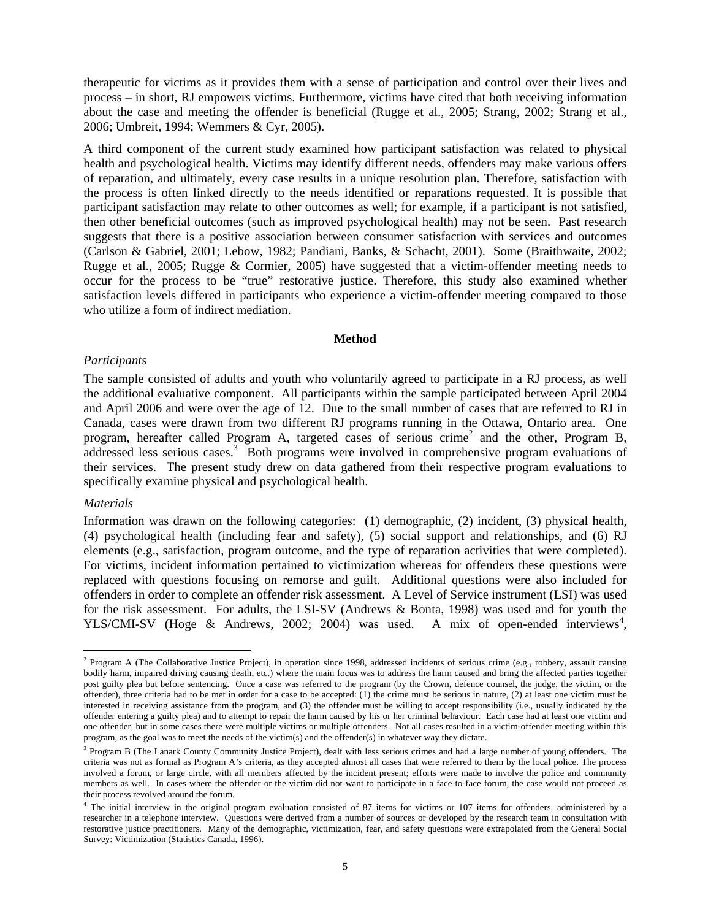therapeutic for victims as it provides them with a sense of participation and control over their lives and process – in short, RJ empowers victims. Furthermore, victims have cited that both receiving information about the case and meeting the offender is beneficial (Rugge et al., 2005; Strang, 2002; Strang et al., 2006; Umbreit, 1994; Wemmers & Cyr, 2005).

A third component of the current study examined how participant satisfaction was related to physical health and psychological health. Victims may identify different needs, offenders may make various offers of reparation, and ultimately, every case results in a unique resolution plan. Therefore, satisfaction with the process is often linked directly to the needs identified or reparations requested. It is possible that participant satisfaction may relate to other outcomes as well; for example, if a participant is not satisfied, then other beneficial outcomes (such as improved psychological health) may not be seen. Past research suggests that there is a positive association between consumer satisfaction with services and outcomes (Carlson & Gabriel, 2001; Lebow, 1982; Pandiani, Banks, & Schacht, 2001). Some (Braithwaite, 2002; Rugge et al., 2005; Rugge & Cormier, 2005) have suggested that a victim-offender meeting needs to occur for the process to be "true" restorative justice. Therefore, this study also examined whether satisfaction levels differed in participants who experience a victim-offender meeting compared to those who utilize a form of indirect mediation.

## Method

### *Participants*

The sample consisted of adults and youth who voluntarily agreed to participate in a RJ process, as well the additional evaluative component. All participants within the sample participated between April 2004 and April 2006 and were over the age of 12. Due to the small number of cases that are referred to RJ in Canada, cases were drawn from two different RJ programs running in the Ottawa, Ontario area. One program, hereafter called Program A, targeted cases of serious crime[2] and the other, Program B, addressed less serious cases.[3] Both programs were involved in comprehensive program evaluations of their services. The present study drew on data gathered from their respective program evaluations to specifically examine physical and psychological health.

### *Materials*

Information was drawn on the following categories: (1) demographic, (2) incident, (3) physical health, (4) psychological health (including fear and safety), (5) social support and relationships, and (6) RJ elements (e.g., satisfaction, program outcome, and the type of reparation activities that were completed). For victims, incident information pertained to victimization whereas for offenders these questions were replaced with questions focusing on remorse and guilt. Additional questions were also included for offenders in order to complete an offender risk assessment. A Level of Service instrument (LSI) was used for the risk assessment. For adults, the LSI-SV (Andrews & Bonta, 1998) was used and for youth the YLS/CMI-SV (Hoge & Andrews, 2002; 2004) was used. A mix of open-ended interviews[4],

---

[2] Program A (The Collaborative Justice Project), in operation since 1998, addressed incidents of serious crime (e.g., robbery, assault causing bodily harm, impaired driving causing death, etc.) where the main focus was to address the harm caused and bring the affected parties together post guilty plea but before sentencing. Once a case was referred to the program (by the Crown, defence counsel, the judge, the victim, or the offender), three criteria had to be met in order for a case to be accepted: (1) the crime must be serious in nature, (2) at least one victim must be interested in receiving assistance from the program, and (3) the offender must be willing to accept responsibility (i.e., usually indicated by the offender entering a guilty plea) and to attempt to repair the harm caused by his or her criminal behaviour. Each case had at least one victim and one offender, but in some cases there were multiple victims or multiple offenders. Not all cases resulted in a victim-offender meeting within this program, as the goal was to meet the needs of the victim(s) and the offender(s) in whatever way they dictate.

[3] Program B (The Lanark County Community Justice Project), dealt with less serious crimes and had a large number of young offenders. The criteria was not as formal as Program A's criteria, as they accepted almost all cases that were referred to them by the local police. The process involved a forum, or large circle, with all members affected by the incident present; efforts were made to involve the police and community members as well. In cases where the offender or the victim did not want to participate in a face-to-face forum, the case would not proceed as their process revolved around the forum.

[4] The initial interview in the original program evaluation consisted of 87 items for victims or 107 items for offenders, administered by a researcher in a telephone interview. Questions were derived from a number of sources or developed by the research team in consultation with restorative justice practitioners. Many of the demographic, victimization, fear, and safety questions were extrapolated from the General Social Survey: Victimization (Statistics Canada, 1996).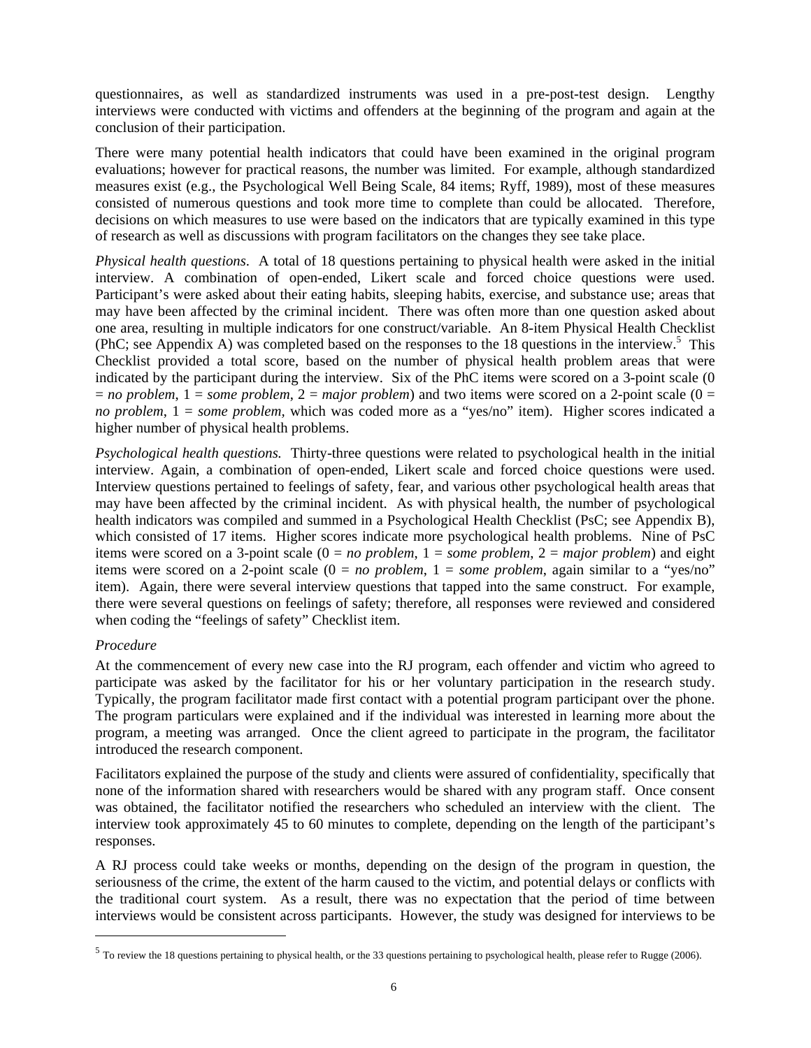questionnaires, as well as standardized instruments was used in a pre-post-test design. Lengthy interviews were conducted with victims and offenders at the beginning of the program and again at the conclusion of their participation.

There were many potential health indicators that could have been examined in the original program evaluations; however for practical reasons, the number was limited. For example, although standardized measures exist (e.g., the Psychological Well Being Scale, 84 items; Ryff, 1989), most of these measures consisted of numerous questions and took more time to complete than could be allocated. Therefore, decisions on which measures to use were based on the indicators that are typically examined in this type of research as well as discussions with program facilitators on the changes they see take place.

*Physical health questions*. A total of 18 questions pertaining to physical health were asked in the initial interview. A combination of open-ended, Likert scale and forced choice questions were used. Participant's were asked about their eating habits, sleeping habits, exercise, and substance use; areas that may have been affected by the criminal incident. There was often more than one question asked about one area, resulting in multiple indicators for one construct/variable. An 8-item Physical Health Checklist (PhC; see Appendix A) was completed based on the responses to the 18 questions in the interview.[5] This Checklist provided a total score, based on the number of physical health problem areas that were indicated by the participant during the interview. Six of the PhC items were scored on a 3-point scale (0 = *no problem*, 1 = *some problem*, 2 = *major problem*) and two items were scored on a 2-point scale (0 = *no problem*, 1 = *some problem*, which was coded more as a "yes/no" item). Higher scores indicated a higher number of physical health problems.

*Psychological health questions.* Thirty-three questions were related to psychological health in the initial interview. Again, a combination of open-ended, Likert scale and forced choice questions were used. Interview questions pertained to feelings of safety, fear, and various other psychological health areas that may have been affected by the criminal incident. As with physical health, the number of psychological health indicators was compiled and summed in a Psychological Health Checklist (PsC; see Appendix B), which consisted of 17 items. Higher scores indicate more psychological health problems. Nine of PsC items were scored on a 3-point scale (0 = *no problem*, 1 = *some problem*, 2 = *major problem*) and eight items were scored on a 2-point scale (0 = *no problem*, 1 = *some problem*, again similar to a "yes/no" item). Again, there were several interview questions that tapped into the same construct. For example, there were several questions on feelings of safety; therefore, all responses were reviewed and considered when coding the "feelings of safety" Checklist item.

*Procedure*

At the commencement of every new case into the RJ program, each offender and victim who agreed to participate was asked by the facilitator for his or her voluntary participation in the research study. Typically, the program facilitator made first contact with a potential program participant over the phone. The program particulars were explained and if the individual was interested in learning more about the program, a meeting was arranged. Once the client agreed to participate in the program, the facilitator introduced the research component.

Facilitators explained the purpose of the study and clients were assured of confidentiality, specifically that none of the information shared with researchers would be shared with any program staff. Once consent was obtained, the facilitator notified the researchers who scheduled an interview with the client. The interview took approximately 45 to 60 minutes to complete, depending on the length of the participant's responses.

A RJ process could take weeks or months, depending on the design of the program in question, the seriousness of the crime, the extent of the harm caused to the victim, and potential delays or conflicts with the traditional court system. As a result, there was no expectation that the period of time between interviews would be consistent across participants. However, the study was designed for interviews to be

[5] To review the 18 questions pertaining to physical health, or the 33 questions pertaining to psychological health, please refer to Rugge (2006).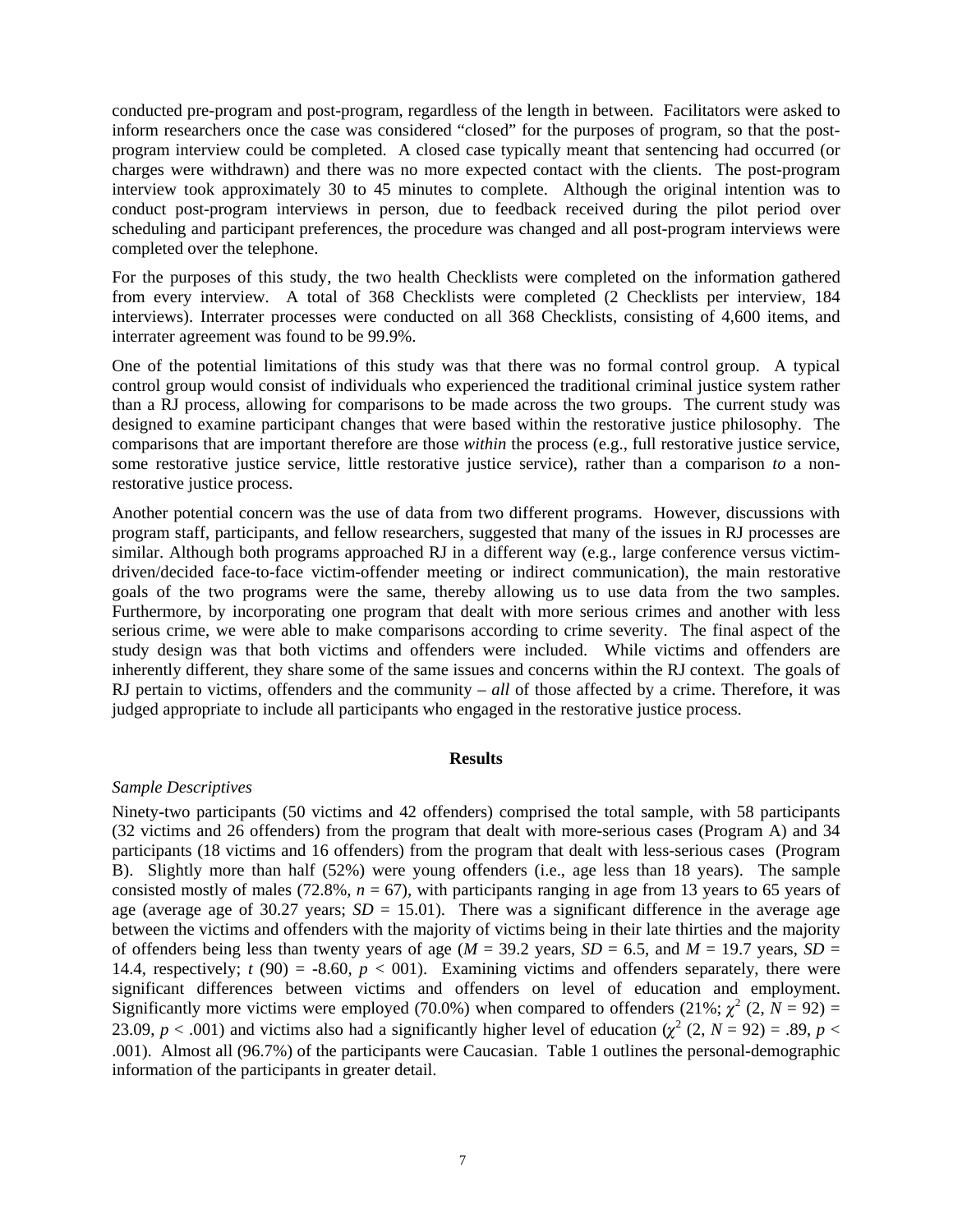conducted pre-program and post-program, regardless of the length in between. Facilitators were asked to inform researchers once the case was considered "closed" for the purposes of program, so that the post-program interview could be completed. A closed case typically meant that sentencing had occurred (or charges were withdrawn) and there was no more expected contact with the clients. The post-program interview took approximately 30 to 45 minutes to complete. Although the original intention was to conduct post-program interviews in person, due to feedback received during the pilot period over scheduling and participant preferences, the procedure was changed and all post-program interviews were completed over the telephone.

For the purposes of this study, the two health Checklists were completed on the information gathered from every interview. A total of 368 Checklists were completed (2 Checklists per interview, 184 interviews). Interrater processes were conducted on all 368 Checklists, consisting of 4,600 items, and interrater agreement was found to be 99.9%.

One of the potential limitations of this study was that there was no formal control group. A typical control group would consist of individuals who experienced the traditional criminal justice system rather than a RJ process, allowing for comparisons to be made across the two groups. The current study was designed to examine participant changes that were based within the restorative justice philosophy. The comparisons that are important therefore are those *within* the process (e.g., full restorative justice service, some restorative justice service, little restorative justice service), rather than a comparison *to* a non-restorative justice process.

Another potential concern was the use of data from two different programs. However, discussions with program staff, participants, and fellow researchers, suggested that many of the issues in RJ processes are similar. Although both programs approached RJ in a different way (e.g., large conference versus victim-driven/decided face-to-face victim-offender meeting or indirect communication), the main restorative goals of the two programs were the same, thereby allowing us to use data from the two samples. Furthermore, by incorporating one program that dealt with more serious crimes and another with less serious crime, we were able to make comparisons according to crime severity. The final aspect of the study design was that both victims and offenders were included. While victims and offenders are inherently different, they share some of the same issues and concerns within the RJ context. The goals of RJ pertain to victims, offenders and the community – *all* of those affected by a crime. Therefore, it was judged appropriate to include all participants who engaged in the restorative justice process.

## Results

### *Sample Descriptives*

Ninety-two participants (50 victims and 42 offenders) comprised the total sample, with 58 participants (32 victims and 26 offenders) from the program that dealt with more-serious cases (Program A) and 34 participants (18 victims and 16 offenders) from the program that dealt with less-serious cases (Program B). Slightly more than half (52%) were young offenders (i.e., age less than 18 years). The sample consisted mostly of males (72.8%, $n$ = 67), with participants ranging in age from 13 years to 65 years of age (average age of 30.27 years; $SD$ = 15.01). There was a significant difference in the average age between the victims and offenders with the majority of victims being in their late thirties and the majority of offenders being less than twenty years of age ($M$ = 39.2 years, $SD$ = 6.5, and $M$ = 19.7 years, $SD$ = 14.4, respectively; $t$ (90) = -8.60, $p$ < 001). Examining victims and offenders separately, there were significant differences between victims and offenders on level of education and employment. Significantly more victims were employed (70.0%) when compared to offenders (21%; $\chi^2$ (2, $N$ = 92) = 23.09, $p$ < .001) and victims also had a significantly higher level of education ($\chi^2$ (2, $N$ = 92) = .89, $p$ < .001). Almost all (96.7%) of the participants were Caucasian. Table 1 outlines the personal-demographic information of the participants in greater detail.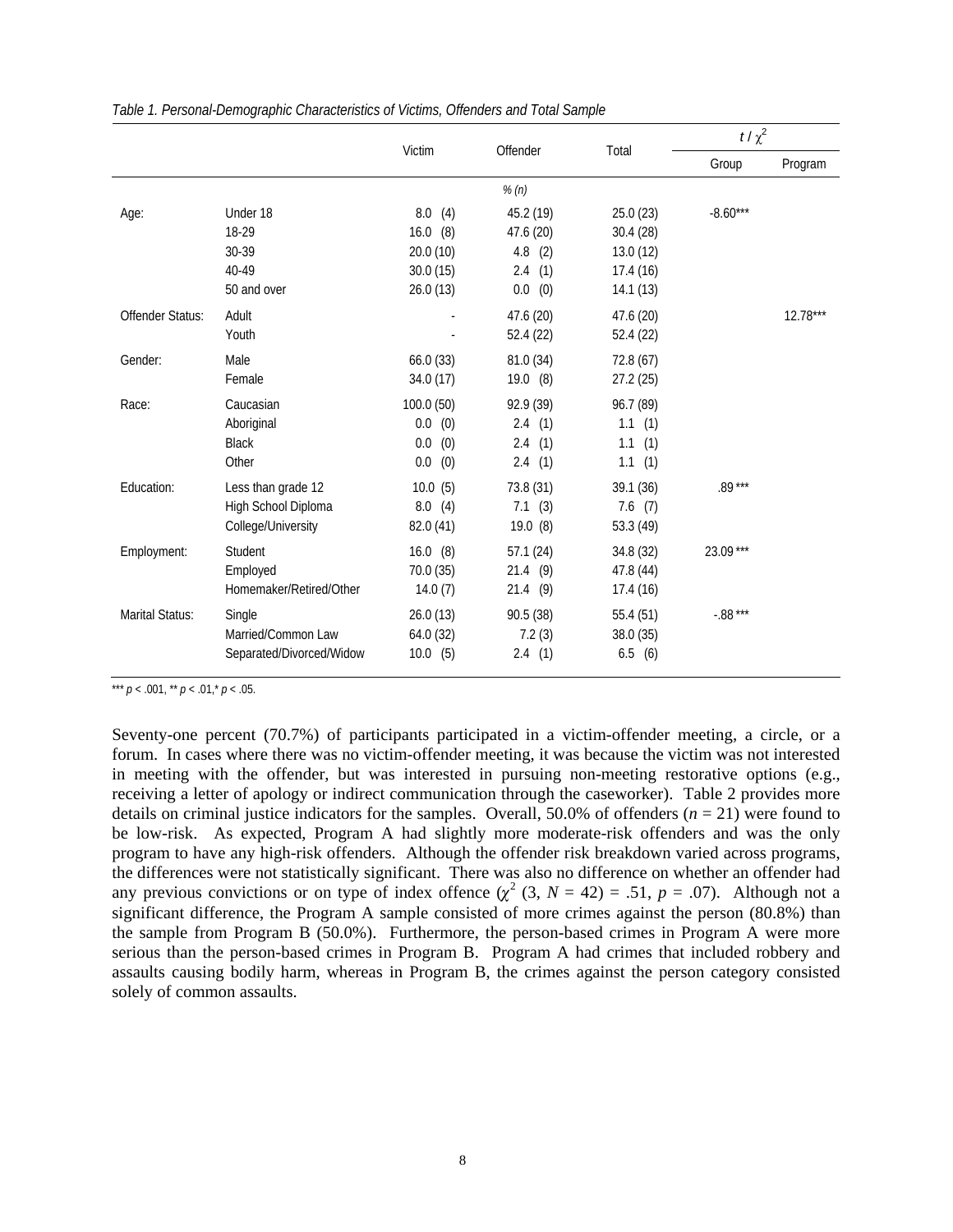*Table 1. Personal-Demographic Characteristics of Victims, Offenders and Total Sample*

| | | Victim | Offender | Total | $t$ / $\chi^2$ | |
|---|---|---|---|---|---|---|
| | | | | | Group | Program |
| | | | % (n) | | | |
| Age: | Under 18 | 8.0 (4) | 45.2 (19) | 25.0 (23) | -8.60*** | |
| | 18-29 | 16.0 (8) | 47.6 (20) | 30.4 (28) | | |
| | 30-39 | 20.0 (10) | 4.8 (2) | 13.0 (12) | | |
| | 40-49 | 30.0 (15) | 2.4 (1) | 17.4 (16) | | |
| | 50 and over | 26.0 (13) | 0.0 (0) | 14.1 (13) | | |
| Offender Status: | Adult | - | 47.6 (20) | 47.6 (20) | | 12.78*** |
| | Youth | - | 52.4 (22) | 52.4 (22) | | |
| Gender: | Male | 66.0 (33) | 81.0 (34) | 72.8 (67) | | |
| | Female | 34.0 (17) | 19.0 (8) | 27.2 (25) | | |
| Race: | Caucasian | 100.0 (50) | 92.9 (39) | 96.7 (89) | | |
| | Aboriginal | 0.0 (0) | 2.4 (1) | 1.1 (1) | | |
| | Black | 0.0 (0) | 2.4 (1) | 1.1 (1) | | |
| | Other | 0.0 (0) | 2.4 (1) | 1.1 (1) | | |
| Education: | Less than grade 12 | 10.0 (5) | 73.8 (31) | 39.1 (36) | .89 *** | |
| | High School Diploma | 8.0 (4) | 7.1 (3) | 7.6 (7) | | |
| | College/University | 82.0 (41) | 19.0 (8) | 53.3 (49) | | |
| Employment: | Student | 16.0 (8) | 57.1 (24) | 34.8 (32) | 23.09 *** | |
| | Employed | 70.0 (35) | 21.4 (9) | 47.8 (44) | | |
| | Homemaker/Retired/Other | 14.0 (7) | 21.4 (9) | 17.4 (16) | | |
| Marital Status: | Single | 26.0 (13) | 90.5 (38) | 55.4 (51) | -.88 *** | |
| | Married/Common Law | 64.0 (32) | 7.2 (3) | 38.0 (35) | | |
| | Separated/Divorced/Widow | 10.0 (5) | 2.4 (1) | 6.5 (6) | | |

*** $p < .001$, ** $p < .01$,* $p < .05$.

Seventy-one percent (70.7%) of participants participated in a victim-offender meeting, a circle, or a forum. In cases where there was no victim-offender meeting, it was because the victim was not interested in meeting with the offender, but was interested in pursuing non-meeting restorative options (e.g., receiving a letter of apology or indirect communication through the caseworker). Table 2 provides more details on criminal justice indicators for the samples. Overall, 50.0% of offenders ($n = 21$) were found to be low-risk. As expected, Program A had slightly more moderate-risk offenders and was the only program to have any high-risk offenders. Although the offender risk breakdown varied across programs, the differences were not statistically significant. There was also no difference on whether an offender had any previous convictions or on type of index offence ($\chi^2$ (3, $N = 42$) = .51, $p = .07$). Although not a significant difference, the Program A sample consisted of more crimes against the person (80.8%) than the sample from Program B (50.0%). Furthermore, the person-based crimes in Program A were more serious than the person-based crimes in Program B. Program A had crimes that included robbery and assaults causing bodily harm, whereas in Program B, the crimes against the person category consisted solely of common assaults.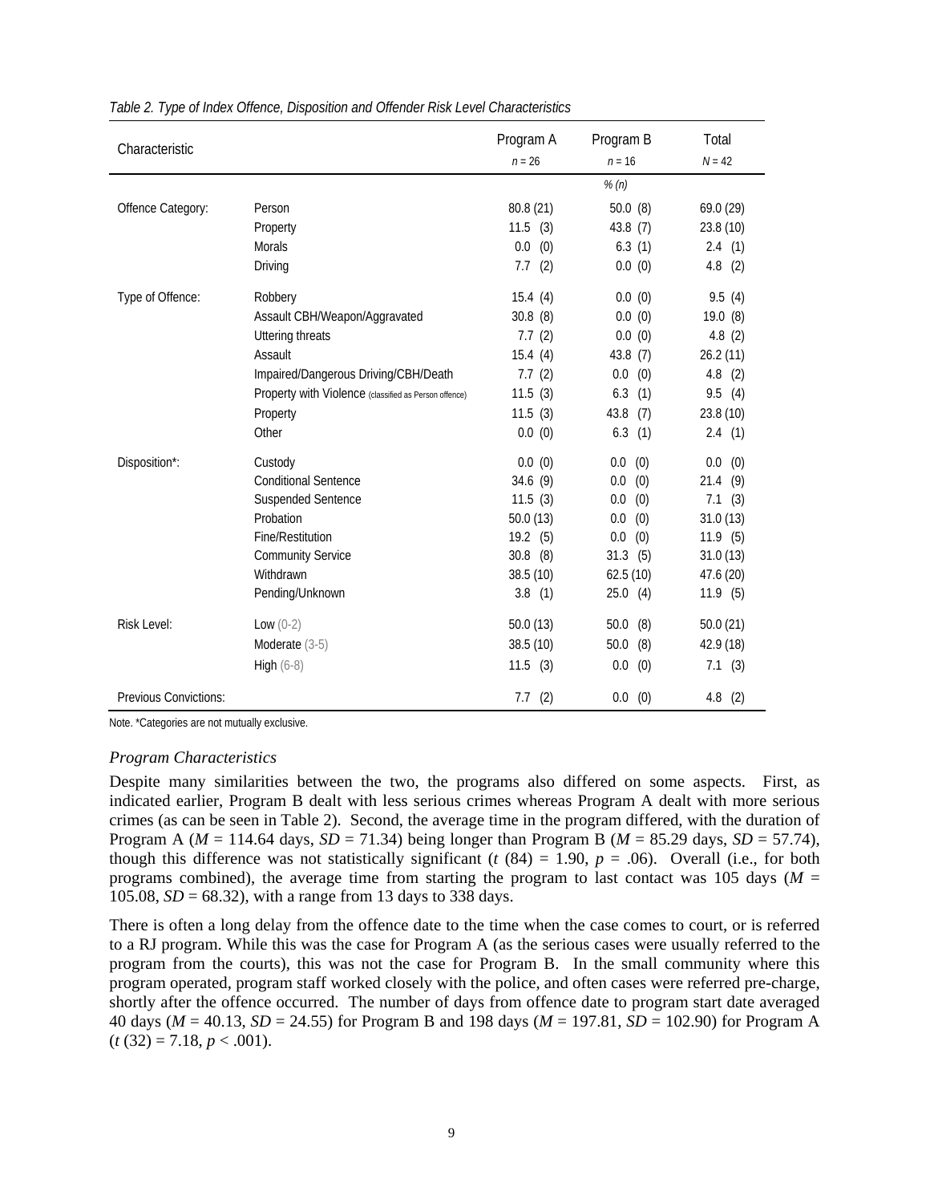*Table 2. Type of Index Offence, Disposition and Offender Risk Level Characteristics*

| Characteristic | | Program A $n = 26$ | Program B $n = 16$ | Total $N = 42$ |
|---|---|---|---|---|
| | | | % (n) | |
| Offence Category: | Person | 80.8 (21) | 50.0 (8) | 69.0 (29) |
| | Property | 11.5 (3) | 43.8 (7) | 23.8 (10) |
| | Morals | 0.0 (0) | 6.3 (1) | 2.4 (1) |
| | Driving | 7.7 (2) | 0.0 (0) | 4.8 (2) |
| Type of Offence: | Robbery | 15.4 (4) | 0.0 (0) | 9.5 (4) |
| | Assault CBH/Weapon/Aggravated | 30.8 (8) | 0.0 (0) | 19.0 (8) |
| | Uttering threats | 7.7 (2) | 0.0 (0) | 4.8 (2) |
| | Assault | 15.4 (4) | 43.8 (7) | 26.2 (11) |
| | Impaired/Dangerous Driving/CBH/Death | 7.7 (2) | 0.0 (0) | 4.8 (2) |
| | Property with Violence (classified as Person offence) | 11.5 (3) | 6.3 (1) | 9.5 (4) |
| | Property | 11.5 (3) | 43.8 (7) | 23.8 (10) |
| | Other | 0.0 (0) | 6.3 (1) | 2.4 (1) |
| Disposition*: | Custody | 0.0 (0) | 0.0 (0) | 0.0 (0) |
| | Conditional Sentence | 34.6 (9) | 0.0 (0) | 21.4 (9) |
| | Suspended Sentence | 11.5 (3) | 0.0 (0) | 7.1 (3) |
| | Probation | 50.0 (13) | 0.0 (0) | 31.0 (13) |
| | Fine/Restitution | 19.2 (5) | 0.0 (0) | 11.9 (5) |
| | Community Service | 30.8 (8) | 31.3 (5) | 31.0 (13) |
| | Withdrawn | 38.5 (10) | 62.5 (10) | 47.6 (20) |
| | Pending/Unknown | 3.8 (1) | 25.0 (4) | 11.9 (5) |
| Risk Level: | Low (0-2) | 50.0 (13) | 50.0 (8) | 50.0 (21) |
| | Moderate (3-5) | 38.5 (10) | 50.0 (8) | 42.9 (18) |
| | High (6-8) | 11.5 (3) | 0.0 (0) | 7.1 (3) |
| Previous Convictions: | | 7.7 (2) | 0.0 (0) | 4.8 (2) |

Note. *Categories are not mutually exclusive.

### *Program Characteristics*

Despite many similarities between the two, the programs also differed on some aspects. First, as indicated earlier, Program B dealt with less serious crimes whereas Program A dealt with more serious crimes (as can be seen in Table 2). Second, the average time in the program differed, with the duration of Program A ($M$ = 114.64 days, $SD$ = 71.34) being longer than Program B ($M$ = 85.29 days, $SD$ = 57.74), though this difference was not statistically significant ($t$ (84) = 1.90, $p$ = .06). Overall (i.e., for both programs combined), the average time from starting the program to last contact was 105 days ($M$ = 105.08, $SD$ = 68.32), with a range from 13 days to 338 days.

There is often a long delay from the offence date to the time when the case comes to court, or is referred to a RJ program. While this was the case for Program A (as the serious cases were usually referred to the program from the courts), this was not the case for Program B. In the small community where this program operated, program staff worked closely with the police, and often cases were referred pre-charge, shortly after the offence occurred. The number of days from offence date to program start date averaged 40 days ($M$ = 40.13, $SD$ = 24.55) for Program B and 198 days ($M$ = 197.81, $SD$ = 102.90) for Program A ($t$ (32) = 7.18, $p$ < .001).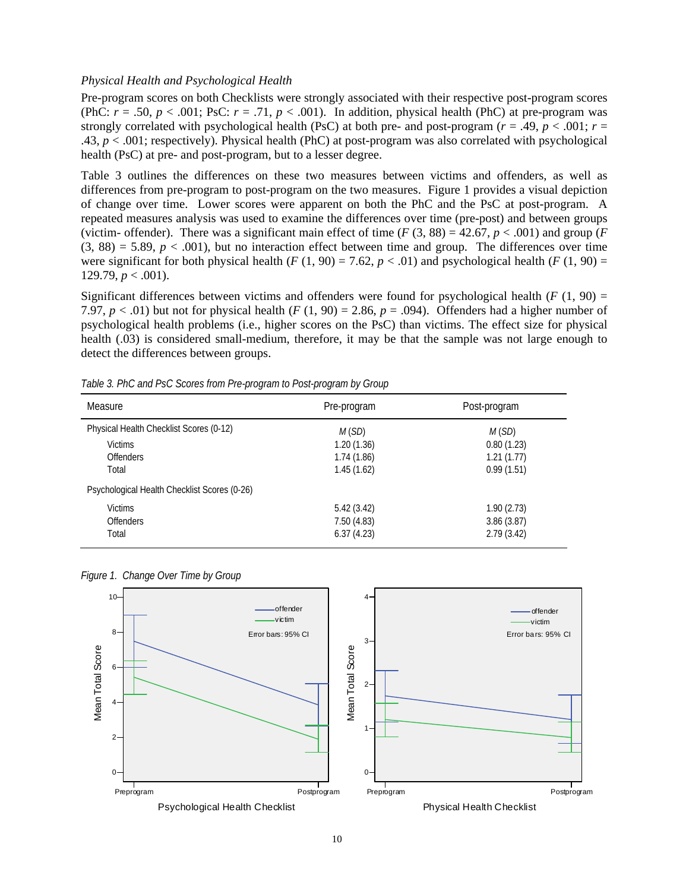*Physical Health and Psychological Health*

Pre-program scores on both Checklists were strongly associated with their respective post-program scores (PhC: $r = .50$, $p < .001$; PsC: $r = .71$, $p < .001$). In addition, physical health (PhC) at pre-program was strongly correlated with psychological health (PsC) at both pre- and post-program ($r = .49$, $p < .001$; $r = .43$, $p < .001$; respectively). Physical health (PhC) at post-program was also correlated with psychological health (PsC) at pre- and post-program, but to a lesser degree.

Table 3 outlines the differences on these two measures between victims and offenders, as well as differences from pre-program to post-program on the two measures. Figure 1 provides a visual depiction of change over time. Lower scores were apparent on both the PhC and the PsC at post-program. A repeated measures analysis was used to examine the differences over time (pre-post) and between groups (victim- offender). There was a significant main effect of time ($F$ (3, 88) = 42.67, $p < .001$) and group ($F$ (3, 88) = 5.89, $p < .001$), but no interaction effect between time and group. The differences over time were significant for both physical health ($F$ (1, 90) = 7.62, $p < .01$) and psychological health ($F$ (1, 90) = 129.79, $p < .001$).

Significant differences between victims and offenders were found for psychological health ($F$ (1, 90) = 7.97, $p < .01$) but not for physical health ($F$ (1, 90) = 2.86, $p = .094$). Offenders had a higher number of psychological health problems (i.e., higher scores on the PsC) than victims. The effect size for physical health (.03) is considered small-medium, therefore, it may be that the sample was not large enough to detect the differences between groups.

*Table 3. PhC and PsC Scores from Pre-program to Post-program by Group*

| Measure | Pre-program | Post-program |
|---|---|---|
| Physical Health Checklist Scores (0-12) | *M* (*SD*) | *M* (*SD*) |
| Victims | 1.20 (1.36) | 0.80 (1.23) |
| Offenders | 1.74 (1.86) | 1.21 (1.77) |
| Total | 1.45 (1.62) | 0.99 (1.51) |
| Psychological Health Checklist Scores (0-26) | | |
| Victims | 5.42 (3.42) | 1.90 (2.73) |
| Offenders | 7.50 (4.83) | 3.86 (3.87) |
| Total | 6.37 (4.23) | 2.79 (3.42) |

*Figure 1. Change Over Time by Group*

Mean Total Score
0
2
4
6
8
10
offender
victim
Error bars: 95% CI
Preprogram
Postprogram
Psychological Health Checklist

Mean Total Score
0
1
2
3
4
offender
victim
Error bars: 95% CI
Preprogram
Postprogram
Physical Health Checklist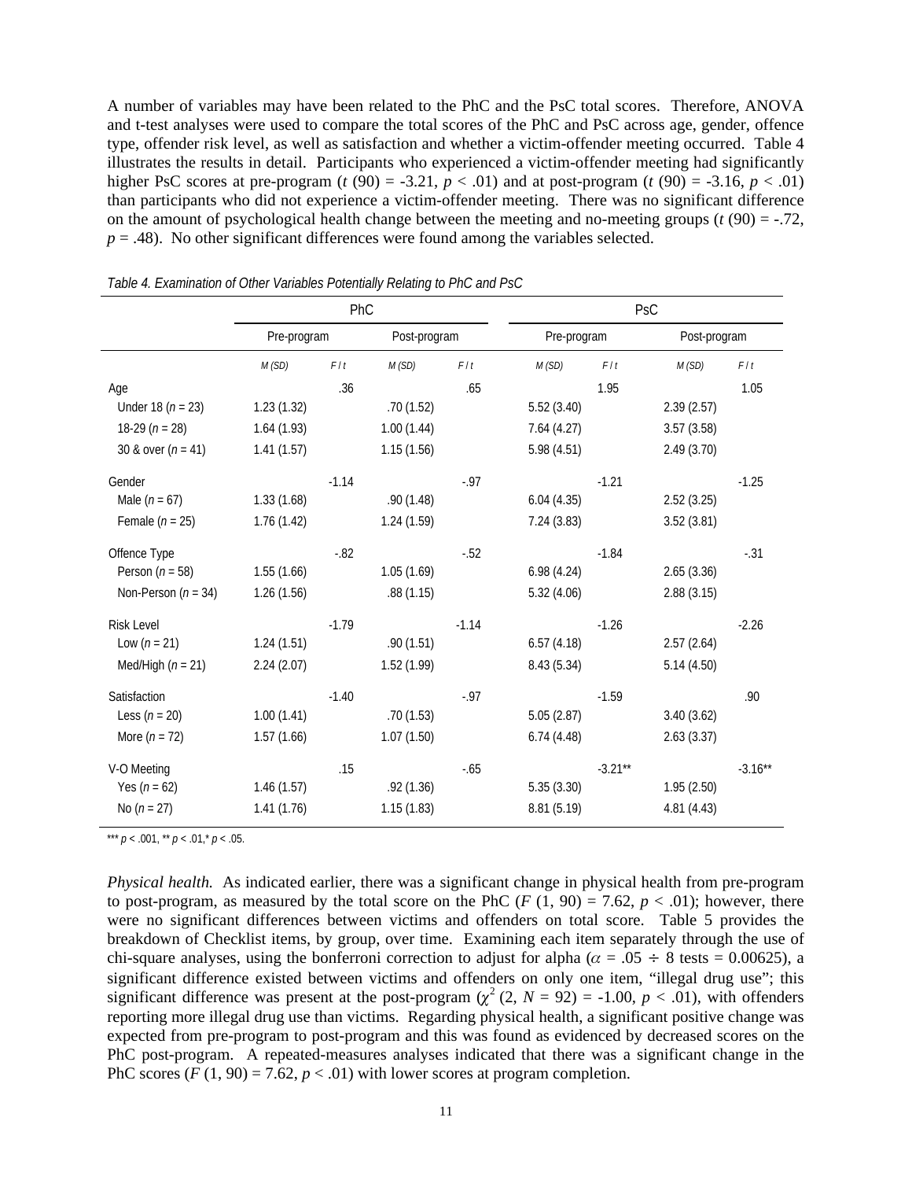A number of variables may have been related to the PhC and the PsC total scores. Therefore, ANOVA and t-test analyses were used to compare the total scores of the PhC and PsC across age, gender, offence type, offender risk level, as well as satisfaction and whether a victim-offender meeting occurred. Table 4 illustrates the results in detail. Participants who experienced a victim-offender meeting had significantly higher PsC scores at pre-program ($t$ (90) = -3.21, $p < .01$) and at post-program ($t$ (90) = -3.16, $p < .01$) than participants who did not experience a victim-offender meeting. There was no significant difference on the amount of psychological health change between the meeting and no-meeting groups ($t$ (90) = -.72, $p = .48$). No other significant differences were found among the variables selected.

*Table 4. Examination of Other Variables Potentially Relating to PhC and PsC*

| | PhC | | | | PsC | | | |
|---|---|---|---|---|---|---|---|---|
| | Pre-program | | Post-program | | Pre-program | | Post-program | |
| | *M (SD)* | *F / t* | *M (SD)* | *F / t* | *M (SD)* | *F / t* | *M (SD)* | *F / t* |
| Age | | .36 | | .65 | | 1.95 | | 1.05 |
| Under 18 (*n* = 23) | 1.23 (1.32) | | .70 (1.52) | | 5.52 (3.40) | | 2.39 (2.57) | |
| 18-29 (*n* = 28) | 1.64 (1.93) | | 1.00 (1.44) | | 7.64 (4.27) | | 3.57 (3.58) | |
| 30 & over (*n* = 41) | 1.41 (1.57) | | 1.15 (1.56) | | 5.98 (4.51) | | 2.49 (3.70) | |
| Gender | | -1.14 | | -.97 | | -1.21 | | -1.25 |
| Male (*n* = 67) | 1.33 (1.68) | | .90 (1.48) | | 6.04 (4.35) | | 2.52 (3.25) | |
| Female (*n* = 25) | 1.76 (1.42) | | 1.24 (1.59) | | 7.24 (3.83) | | 3.52 (3.81) | |
| Offence Type | | -.82 | | -.52 | | -1.84 | | -.31 |
| Person (*n* = 58) | 1.55 (1.66) | | 1.05 (1.69) | | 6.98 (4.24) | | 2.65 (3.36) | |
| Non-Person (*n* = 34) | 1.26 (1.56) | | .88 (1.15) | | 5.32 (4.06) | | 2.88 (3.15) | |
| Risk Level | | -1.79 | | -1.14 | | -1.26 | | -2.26 |
| Low (*n* = 21) | 1.24 (1.51) | | .90 (1.51) | | 6.57 (4.18) | | 2.57 (2.64) | |
| Med/High (*n* = 21) | 2.24 (2.07) | | 1.52 (1.99) | | 8.43 (5.34) | | 5.14 (4.50) | |
| Satisfaction | | -1.40 | | -.97 | | -1.59 | | .90 |
| Less (*n* = 20) | 1.00 (1.41) | | .70 (1.53) | | 5.05 (2.87) | | 3.40 (3.62) | |
| More (*n* = 72) | 1.57 (1.66) | | 1.07 (1.50) | | 6.74 (4.48) | | 2.63 (3.37) | |
| V-O Meeting | | .15 | | -.65 | | -3.21** | | -3.16** |
| Yes (*n* = 62) | 1.46 (1.57) | | .92 (1.36) | | 5.35 (3.30) | | 1.95 (2.50) | |
| No (*n* = 27) | 1.41 (1.76) | | 1.15 (1.83) | | 8.81 (5.19) | | 4.81 (4.43) | |

*** $p < .001$, ** $p < .01$,* $p < .05$.

*Physical health.* As indicated earlier, there was a significant change in physical health from pre-program to post-program, as measured by the total score on the PhC ($F$ (1, 90) = 7.62, $p < .01$); however, there were no significant differences between victims and offenders on total score. Table 5 provides the breakdown of Checklist items, by group, over time. Examining each item separately through the use of chi-square analyses, using the bonferroni correction to adjust for alpha ($\alpha$ = .05 ÷ 8 tests = 0.00625), a significant difference existed between victims and offenders on only one item, "illegal drug use"; this significant difference was present at the post-program ($\chi^2$ (2, $N$ = 92) = -1.00, $p < .01$), with offenders reporting more illegal drug use than victims. Regarding physical health, a significant positive change was expected from pre-program to post-program and this was found as evidenced by decreased scores on the PhC post-program. A repeated-measures analyses indicated that there was a significant change in the PhC scores ($F$ (1, 90) = 7.62, $p < .01$) with lower scores at program completion.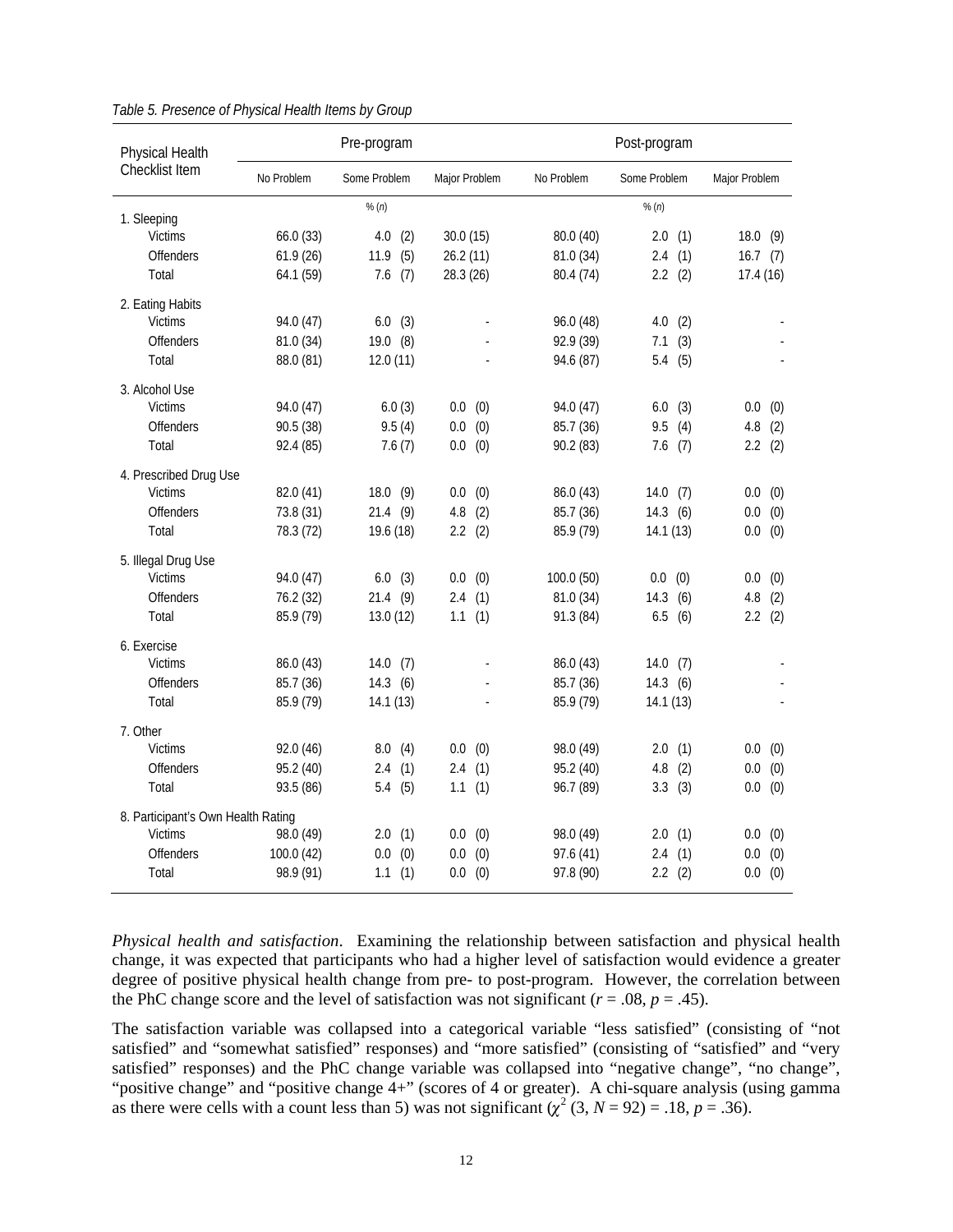*Table 5. Presence of Physical Health Items by Group*

| Physical Health Checklist Item | Pre-program | | | Post-program | | |
|---|---|---|---|---|---|---|
| | No Problem | Some Problem | Major Problem | No Problem | Some Problem | Major Problem |
| | | % (*n*) | | | % (*n*) | |
| 1. Sleeping | | | | | | |
| Victims | 66.0 (33) | 4.0 (2) | 30.0 (15) | 80.0 (40) | 2.0 (1) | 18.0 (9) |
| Offenders | 61.9 (26) | 11.9 (5) | 26.2 (11) | 81.0 (34) | 2.4 (1) | 16.7 (7) |
| Total | 64.1 (59) | 7.6 (7) | 28.3 (26) | 80.4 (74) | 2.2 (2) | 17.4 (16) |
| 2. Eating Habits | | | | | | |
| Victims | 94.0 (47) | 6.0 (3) | - | 96.0 (48) | 4.0 (2) | - |
| Offenders | 81.0 (34) | 19.0 (8) | - | 92.9 (39) | 7.1 (3) | - |
| Total | 88.0 (81) | 12.0 (11) | - | 94.6 (87) | 5.4 (5) | - |
| 3. Alcohol Use | | | | | | |
| Victims | 94.0 (47) | 6.0 (3) | 0.0 (0) | 94.0 (47) | 6.0 (3) | 0.0 (0) |
| Offenders | 90.5 (38) | 9.5 (4) | 0.0 (0) | 85.7 (36) | 9.5 (4) | 4.8 (2) |
| Total | 92.4 (85) | 7.6 (7) | 0.0 (0) | 90.2 (83) | 7.6 (7) | 2.2 (2) |
| 4. Prescribed Drug Use | | | | | | |
| Victims | 82.0 (41) | 18.0 (9) | 0.0 (0) | 86.0 (43) | 14.0 (7) | 0.0 (0) |
| Offenders | 73.8 (31) | 21.4 (9) | 4.8 (2) | 85.7 (36) | 14.3 (6) | 0.0 (0) |
| Total | 78.3 (72) | 19.6 (18) | 2.2 (2) | 85.9 (79) | 14.1 (13) | 0.0 (0) |
| 5. Illegal Drug Use | | | | | | |
| Victims | 94.0 (47) | 6.0 (3) | 0.0 (0) | 100.0 (50) | 0.0 (0) | 0.0 (0) |
| Offenders | 76.2 (32) | 21.4 (9) | 2.4 (1) | 81.0 (34) | 14.3 (6) | 4.8 (2) |
| Total | 85.9 (79) | 13.0 (12) | 1.1 (1) | 91.3 (84) | 6.5 (6) | 2.2 (2) |
| 6. Exercise | | | | | | |
| Victims | 86.0 (43) | 14.0 (7) | - | 86.0 (43) | 14.0 (7) | - |
| Offenders | 85.7 (36) | 14.3 (6) | - | 85.7 (36) | 14.3 (6) | - |
| Total | 85.9 (79) | 14.1 (13) | - | 85.9 (79) | 14.1 (13) | - |
| 7. Other | | | | | | |
| Victims | 92.0 (46) | 8.0 (4) | 0.0 (0) | 98.0 (49) | 2.0 (1) | 0.0 (0) |
| Offenders | 95.2 (40) | 2.4 (1) | 2.4 (1) | 95.2 (40) | 4.8 (2) | 0.0 (0) |
| Total | 93.5 (86) | 5.4 (5) | 1.1 (1) | 96.7 (89) | 3.3 (3) | 0.0 (0) |
| 8. Participant's Own Health Rating | | | | | | |
| Victims | 98.0 (49) | 2.0 (1) | 0.0 (0) | 98.0 (49) | 2.0 (1) | 0.0 (0) |
| Offenders | 100.0 (42) | 0.0 (0) | 0.0 (0) | 97.6 (41) | 2.4 (1) | 0.0 (0) |
| Total | 98.9 (91) | 1.1 (1) | 0.0 (0) | 97.8 (90) | 2.2 (2) | 0.0 (0) |

*Physical health and satisfaction*. Examining the relationship between satisfaction and physical health change, it was expected that participants who had a higher level of satisfaction would evidence a greater degree of positive physical health change from pre- to post-program. However, the correlation between the PhC change score and the level of satisfaction was not significant ($r = .08$, $p = .45$).

The satisfaction variable was collapsed into a categorical variable "less satisfied" (consisting of "not satisfied" and "somewhat satisfied" responses) and "more satisfied" (consisting of "satisfied" and "very satisfied" responses) and the PhC change variable was collapsed into "negative change", "no change", "positive change" and "positive change 4+" (scores of 4 or greater). A chi-square analysis (using gamma as there were cells with a count less than 5) was not significant ($\chi^2$ (3, $N = 92$) = .18, $p = .36$).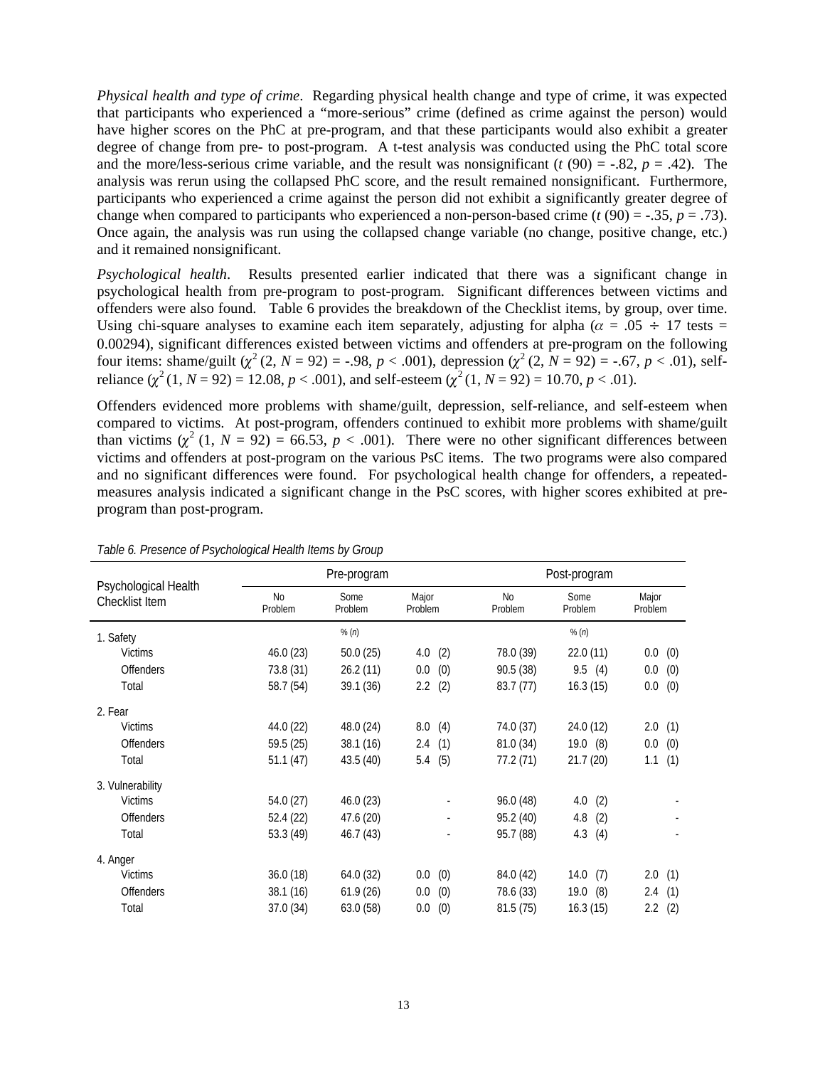*Physical health and type of crime*. Regarding physical health change and type of crime, it was expected that participants who experienced a "more-serious" crime (defined as crime against the person) would have higher scores on the PhC at pre-program, and that these participants would also exhibit a greater degree of change from pre- to post-program. A t-test analysis was conducted using the PhC total score and the more/less-serious crime variable, and the result was nonsignificant ($t$ (90) = -.82, $p$ = .42). The analysis was rerun using the collapsed PhC score, and the result remained nonsignificant. Furthermore, participants who experienced a crime against the person did not exhibit a significantly greater degree of change when compared to participants who experienced a non-person-based crime ($t$ (90) = -.35, $p$ = .73). Once again, the analysis was run using the collapsed change variable (no change, positive change, etc.) and it remained nonsignificant.

*Psychological health*. Results presented earlier indicated that there was a significant change in psychological health from pre-program to post-program. Significant differences between victims and offenders were also found. Table 6 provides the breakdown of the Checklist items, by group, over time. Using chi-square analyses to examine each item separately, adjusting for alpha ($\alpha$ = .05 ÷ 17 tests = 0.00294), significant differences existed between victims and offenders at pre-program on the following four items: shame/guilt ($\chi^2$ (2, $N$ = 92) = -.98, $p$ < .001), depression ($\chi^2$ (2, $N$ = 92) = -.67, $p$ < .01), self-reliance ($\chi^2$ (1, $N$ = 92) = 12.08, $p$ < .001), and self-esteem ($\chi^2$ (1, $N$ = 92) = 10.70, $p$ < .01).

Offenders evidenced more problems with shame/guilt, depression, self-reliance, and self-esteem when compared to victims. At post-program, offenders continued to exhibit more problems with shame/guilt than victims ($\chi^2$ (1, $N$ = 92) = 66.53, $p$ < .001). There were no other significant differences between victims and offenders at post-program on the various PsC items. The two programs were also compared and no significant differences were found. For psychological health change for offenders, a repeated-measures analysis indicated a significant change in the PsC scores, with higher scores exhibited at pre-program than post-program.

*Table 6. Presence of Psychological Health Items by Group*

| Psychological Health Checklist Item | Pre-program | | | Post-program | | |
|---|---|---|---|---|---|---|
| | No Problem | Some Problem | Major Problem | No Problem | Some Problem | Major Problem |
| | | % (*n*) | | | % (*n*) | |
| 1. Safety | | | | | | |
| Victims | 46.0 (23) | 50.0 (25) | 4.0 (2) | 78.0 (39) | 22.0 (11) | 0.0 (0) |
| Offenders | 73.8 (31) | 26.2 (11) | 0.0 (0) | 90.5 (38) | 9.5 (4) | 0.0 (0) |
| Total | 58.7 (54) | 39.1 (36) | 2.2 (2) | 83.7 (77) | 16.3 (15) | 0.0 (0) |
| 2. Fear | | | | | | |
| Victims | 44.0 (22) | 48.0 (24) | 8.0 (4) | 74.0 (37) | 24.0 (12) | 2.0 (1) |
| Offenders | 59.5 (25) | 38.1 (16) | 2.4 (1) | 81.0 (34) | 19.0 (8) | 0.0 (0) |
| Total | 51.1 (47) | 43.5 (40) | 5.4 (5) | 77.2 (71) | 21.7 (20) | 1.1 (1) |
| 3. Vulnerability | | | | | | |
| Victims | 54.0 (27) | 46.0 (23) | - | 96.0 (48) | 4.0 (2) | - |
| Offenders | 52.4 (22) | 47.6 (20) | - | 95.2 (40) | 4.8 (2) | - |
| Total | 53.3 (49) | 46.7 (43) | - | 95.7 (88) | 4.3 (4) | - |
| 4. Anger | | | | | | |
| Victims | 36.0 (18) | 64.0 (32) | 0.0 (0) | 84.0 (42) | 14.0 (7) | 2.0 (1) |
| Offenders | 38.1 (16) | 61.9 (26) | 0.0 (0) | 78.6 (33) | 19.0 (8) | 2.4 (1) |
| Total | 37.0 (34) | 63.0 (58) | 0.0 (0) | 81.5 (75) | 16.3 (15) | 2.2 (2) |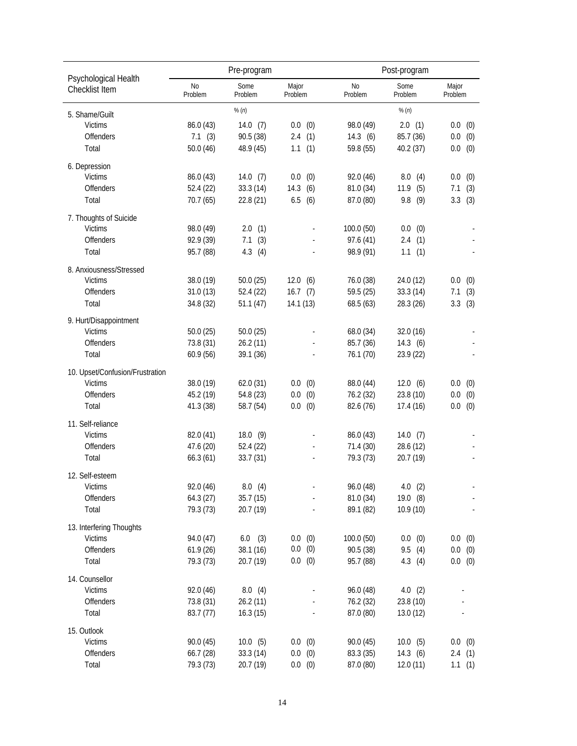| Psychological Health Checklist Item | Pre-program | | | Post-program | | |
|---|---|---|---|---|---|---|
| | No Problem | Some Problem | Major Problem | No Problem | Some Problem | Major Problem |
| | | % (*n*) | | | % (*n*) | |
| 5. Shame/Guilt | | | | | | |
| Victims | 86.0 (43) | 14.0 (7) | 0.0 (0) | 98.0 (49) | 2.0 (1) | 0.0 (0) |
| Offenders | 7.1 (3) | 90.5 (38) | 2.4 (1) | 14.3 (6) | 85.7 (36) | 0.0 (0) |
| Total | 50.0 (46) | 48.9 (45) | 1.1 (1) | 59.8 (55) | 40.2 (37) | 0.0 (0) |
| 6. Depression | | | | | | |
| Victims | 86.0 (43) | 14.0 (7) | 0.0 (0) | 92.0 (46) | 8.0 (4) | 0.0 (0) |
| Offenders | 52.4 (22) | 33.3 (14) | 14.3 (6) | 81.0 (34) | 11.9 (5) | 7.1 (3) |
| Total | 70.7 (65) | 22.8 (21) | 6.5 (6) | 87.0 (80) | 9.8 (9) | 3.3 (3) |
| 7. Thoughts of Suicide | | | | | | |
| Victims | 98.0 (49) | 2.0 (1) | - | 100.0 (50) | 0.0 (0) | - |
| Offenders | 92.9 (39) | 7.1 (3) | - | 97.6 (41) | 2.4 (1) | - |
| Total | 95.7 (88) | 4.3 (4) | - | 98.9 (91) | 1.1 (1) | - |
| 8. Anxiousness/Stressed | | | | | | |
| Victims | 38.0 (19) | 50.0 (25) | 12.0 (6) | 76.0 (38) | 24.0 (12) | 0.0 (0) |
| Offenders | 31.0 (13) | 52.4 (22) | 16.7 (7) | 59.5 (25) | 33.3 (14) | 7.1 (3) |
| Total | 34.8 (32) | 51.1 (47) | 14.1 (13) | 68.5 (63) | 28.3 (26) | 3.3 (3) |
| 9. Hurt/Disappointment | | | | | | |
| Victims | 50.0 (25) | 50.0 (25) | - | 68.0 (34) | 32.0 (16) | - |
| Offenders | 73.8 (31) | 26.2 (11) | - | 85.7 (36) | 14.3 (6) | - |
| Total | 60.9 (56) | 39.1 (36) | - | 76.1 (70) | 23.9 (22) | - |
| 10. Upset/Confusion/Frustration | | | | | | |
| Victims | 38.0 (19) | 62.0 (31) | 0.0 (0) | 88.0 (44) | 12.0 (6) | 0.0 (0) |
| Offenders | 45.2 (19) | 54.8 (23) | 0.0 (0) | 76.2 (32) | 23.8 (10) | 0.0 (0) |
| Total | 41.3 (38) | 58.7 (54) | 0.0 (0) | 82.6 (76) | 17.4 (16) | 0.0 (0) |
| 11. Self-reliance | | | | | | |
| Victims | 82.0 (41) | 18.0 (9) | - | 86.0 (43) | 14.0 (7) | - |
| Offenders | 47.6 (20) | 52.4 (22) | - | 71.4 (30) | 28.6 (12) | - |
| Total | 66.3 (61) | 33.7 (31) | - | 79.3 (73) | 20.7 (19) | - |
| 12. Self-esteem | | | | | | |
| Victims | 92.0 (46) | 8.0 (4) | - | 96.0 (48) | 4.0 (2) | - |
| Offenders | 64.3 (27) | 35.7 (15) | - | 81.0 (34) | 19.0 (8) | - |
| Total | 79.3 (73) | 20.7 (19) | - | 89.1 (82) | 10.9 (10) | - |
| 13. Interfering Thoughts | | | | | | |
| Victims | 94.0 (47) | 6.0 (3) | 0.0 (0) | 100.0 (50) | 0.0 (0) | 0.0 (0) |
| Offenders | 61.9 (26) | 38.1 (16) | 0.0 (0) | 90.5 (38) | 9.5 (4) | 0.0 (0) |
| Total | 79.3 (73) | 20.7 (19) | 0.0 (0) | 95.7 (88) | 4.3 (4) | 0.0 (0) |
| 14. Counsellor | | | | | | |
| Victims | 92.0 (46) | 8.0 (4) | - | 96.0 (48) | 4.0 (2) | - |
| Offenders | 73.8 (31) | 26.2 (11) | - | 76.2 (32) | 23.8 (10) | - |
| Total | 83.7 (77) | 16.3 (15) | - | 87.0 (80) | 13.0 (12) | - |
| 15. Outlook | | | | | | |
| Victims | 90.0 (45) | 10.0 (5) | 0.0 (0) | 90.0 (45) | 10.0 (5) | 0.0 (0) |
| Offenders | 66.7 (28) | 33.3 (14) | 0.0 (0) | 83.3 (35) | 14.3 (6) | 2.4 (1) |
| Total | 79.3 (73) | 20.7 (19) | 0.0 (0) | 87.0 (80) | 12.0 (11) | 1.1 (1) |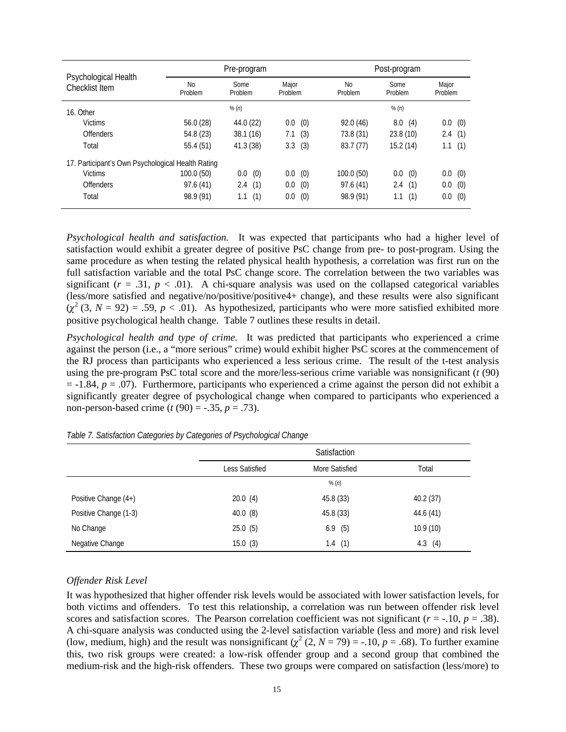| Psychological Health Checklist Item | Pre-program | | | Post-program | | |
|---|---|---|---|---|---|---|
| | No Problem | Some Problem | Major Problem | No Problem | Some Problem | Major Problem |
| | | % (*n*) | | | % (*n*) | |
| 16. Other | | | | | | |
| Victims | 56.0 (28) | 44.0 (22) | 0.0 (0) | 92.0 (46) | 8.0 (4) | 0.0 (0) |
| Offenders | 54.8 (23) | 38.1 (16) | 7.1 (3) | 73.8 (31) | 23.8 (10) | 2.4 (1) |
| Total | 55.4 (51) | 41.3 (38) | 3.3 (3) | 83.7 (77) | 15.2 (14) | 1.1 (1) |
| 17. Participant's Own Psychological Health Rating | | | | | | |
| Victims | 100.0 (50) | 0.0 (0) | 0.0 (0) | 100.0 (50) | 0.0 (0) | 0.0 (0) |
| Offenders | 97.6 (41) | 2.4 (1) | 0.0 (0) | 97.6 (41) | 2.4 (1) | 0.0 (0) |
| Total | 98.9 (91) | 1.1 (1) | 0.0 (0) | 98.9 (91) | 1.1 (1) | 0.0 (0) |

*Psychological health and satisfaction.* It was expected that participants who had a higher level of satisfaction would exhibit a greater degree of positive PsC change from pre- to post-program. Using the same procedure as when testing the related physical health hypothesis, a correlation was first run on the full satisfaction variable and the total PsC change score. The correlation between the two variables was significant ($r = .31$, $p < .01$). A chi-square analysis was used on the collapsed categorical variables (less/more satisfied and negative/no/positive/positive4+ change), and these results were also significant ($\chi^2$ (3, $N$ = 92) = .59, $p < .01$). As hypothesized, participants who were more satisfied exhibited more positive psychological health change. Table 7 outlines these results in detail.

*Psychological health and type of crime.* It was predicted that participants who experienced a crime against the person (i.e., a "more serious" crime) would exhibit higher PsC scores at the commencement of the RJ process than participants who experienced a less serious crime. The result of the t-test analysis using the pre-program PsC total score and the more/less-serious crime variable was nonsignificant ($t$ (90) = -1.84, $p = .07$). Furthermore, participants who experienced a crime against the person did not exhibit a significantly greater degree of psychological change when compared to participants who experienced a non-person-based crime ($t$ (90) = -.35, $p = .73$).

*Table 7. Satisfaction Categories by Categories of Psychological Change*

| | Satisfaction | | |
|---|---|---|---|
| | Less Satisfied | More Satisfied | Total |
| | | % (*n*) | |
| Positive Change (4+) | 20.0 (4) | 45.8 (33) | 40.2 (37) |
| Positive Change (1-3) | 40.0 (8) | 45.8 (33) | 44.6 (41) |
| No Change | 25.0 (5) | 6.9 (5) | 10.9 (10) |
| Negative Change | 15.0 (3) | 1.4 (1) | 4.3 (4) |

### *Offender Risk Level*

It was hypothesized that higher offender risk levels would be associated with lower satisfaction levels, for both victims and offenders. To test this relationship, a correlation was run between offender risk level scores and satisfaction scores. The Pearson correlation coefficient was not significant ($r = -.10$, $p = .38$). A chi-square analysis was conducted using the 2-level satisfaction variable (less and more) and risk level (low, medium, high) and the result was nonsignificant ($\chi^2$ (2, $N$ = 79) = -.10, $p = .68$). To further examine this, two risk groups were created: a low-risk offender group and a second group that combined the medium-risk and the high-risk offenders. These two groups were compared on satisfaction (less/more) to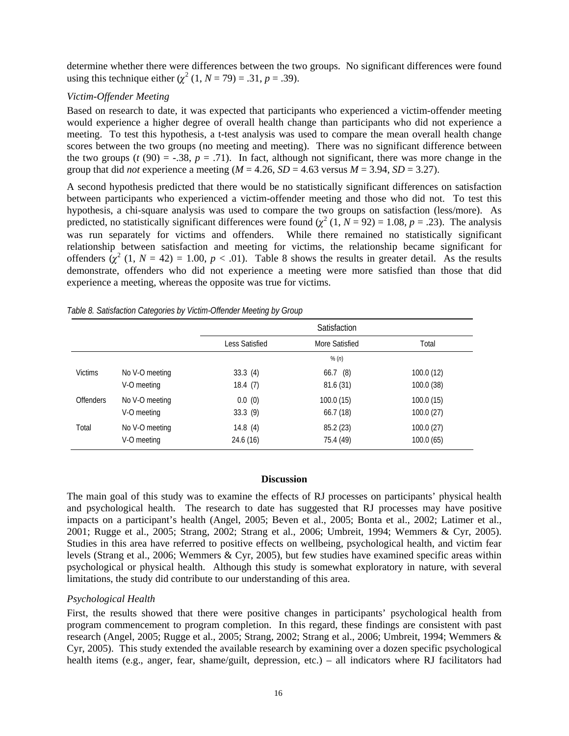determine whether there were differences between the two groups. No significant differences were found using this technique either ($\chi^2$ (1, $N$ = 79) = .31, $p$ = .39).

### *Victim-Offender Meeting*

Based on research to date, it was expected that participants who experienced a victim-offender meeting would experience a higher degree of overall health change than participants who did not experience a meeting. To test this hypothesis, a t-test analysis was used to compare the mean overall health change scores between the two groups (no meeting and meeting). There was no significant difference between the two groups ($t$ (90) = -.38, $p$ = .71). In fact, although not significant, there was more change in the group that did *not* experience a meeting ($M$ = 4.26, $SD$ = 4.63 versus $M$ = 3.94, $SD$ = 3.27).

A second hypothesis predicted that there would be no statistically significant differences on satisfaction between participants who experienced a victim-offender meeting and those who did not. To test this hypothesis, a chi-square analysis was used to compare the two groups on satisfaction (less/more). As predicted, no statistically significant differences were found ($\chi^2$ (1, $N$ = 92) = 1.08, $p$ = .23). The analysis was run separately for victims and offenders. While there remained no statistically significant relationship between satisfaction and meeting for victims, the relationship became significant for offenders ($\chi^2$ (1, $N$ = 42) = 1.00, $p$ < .01). Table 8 shows the results in greater detail. As the results demonstrate, offenders who did not experience a meeting were more satisfied than those that did experience a meeting, whereas the opposite was true for victims.

*Table 8. Satisfaction Categories by Victim-Offender Meeting by Group*

| | | Satisfaction | | |
|---|---|---|---|---|
| | | Less Satisfied | More Satisfied | Total |
| | | % ($n$) | | |
| Victims | No V-O meeting | 33.3 (4) | 66.7 (8) | 100.0 (12) |
| | V-O meeting | 18.4 (7) | 81.6 (31) | 100.0 (38) |
| Offenders | No V-O meeting | 0.0 (0) | 100.0 (15) | 100.0 (15) |
| | V-O meeting | 33.3 (9) | 66.7 (18) | 100.0 (27) |
| Total | No V-O meeting | 14.8 (4) | 85.2 (23) | 100.0 (27) |
| | V-O meeting | 24.6 (16) | 75.4 (49) | 100.0 (65) |

## Discussion

The main goal of this study was to examine the effects of RJ processes on participants' physical health and psychological health. The research to date has suggested that RJ processes may have positive impacts on a participant's health (Angel, 2005; Beven et al., 2005; Bonta et al., 2002; Latimer et al., 2001; Rugge et al., 2005; Strang, 2002; Strang et al., 2006; Umbreit, 1994; Wemmers & Cyr, 2005). Studies in this area have referred to positive effects on wellbeing, psychological health, and victim fear levels (Strang et al., 2006; Wemmers & Cyr, 2005), but few studies have examined specific areas within psychological or physical health. Although this study is somewhat exploratory in nature, with several limitations, the study did contribute to our understanding of this area.

### *Psychological Health*

First, the results showed that there were positive changes in participants' psychological health from program commencement to program completion. In this regard, these findings are consistent with past research (Angel, 2005; Rugge et al., 2005; Strang, 2002; Strang et al., 2006; Umbreit, 1994; Wemmers & Cyr, 2005). This study extended the available research by examining over a dozen specific psychological health items (e.g., anger, fear, shame/guilt, depression, etc.) – all indicators where RJ facilitators had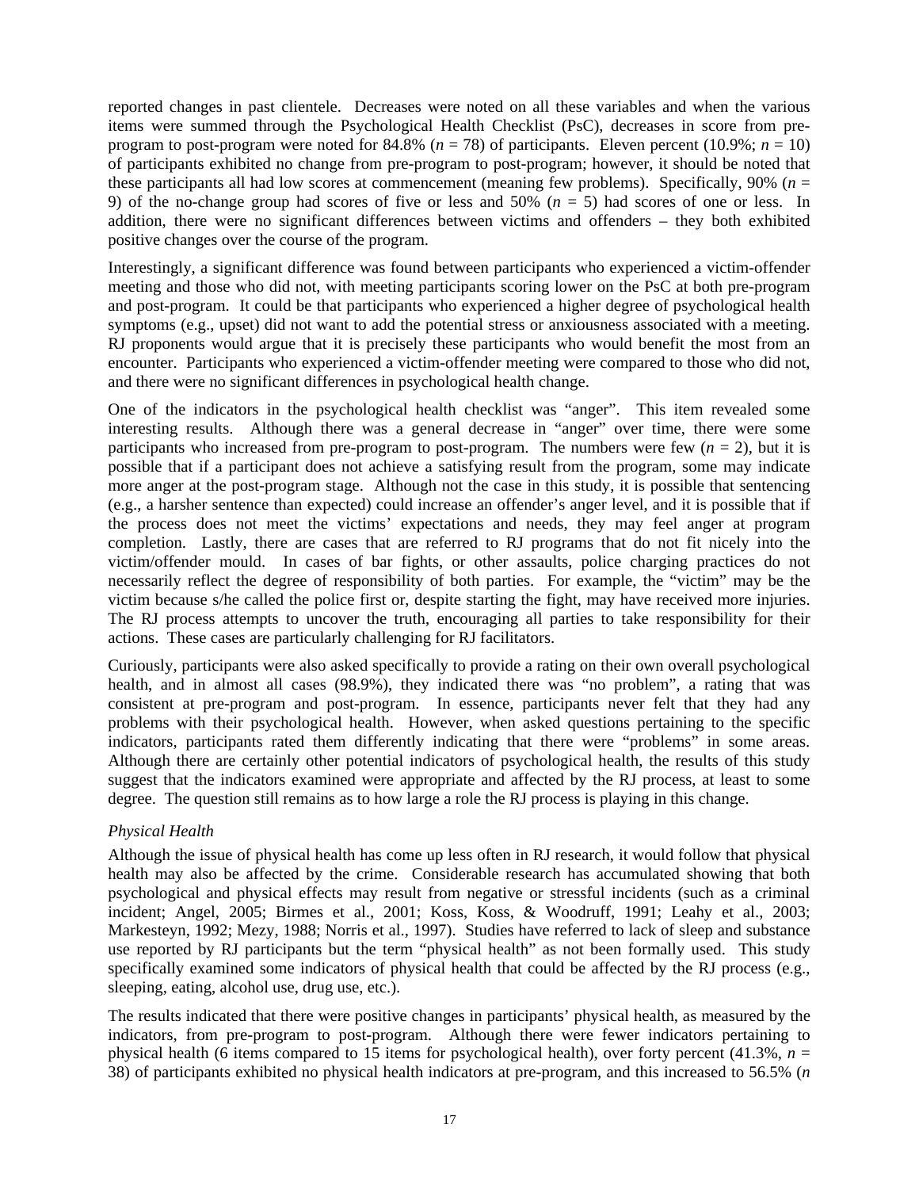reported changes in past clientele. Decreases were noted on all these variables and when the various items were summed through the Psychological Health Checklist (PsC), decreases in score from pre-program to post-program were noted for 84.8% ($n$ = 78) of participants. Eleven percent (10.9%; $n$ = 10) of participants exhibited no change from pre-program to post-program; however, it should be noted that these participants all had low scores at commencement (meaning few problems). Specifically, 90% ($n$ = 9) of the no-change group had scores of five or less and 50% ($n$ = 5) had scores of one or less. In addition, there were no significant differences between victims and offenders – they both exhibited positive changes over the course of the program.

Interestingly, a significant difference was found between participants who experienced a victim-offender meeting and those who did not, with meeting participants scoring lower on the PsC at both pre-program and post-program. It could be that participants who experienced a higher degree of psychological health symptoms (e.g., upset) did not want to add the potential stress or anxiousness associated with a meeting. RJ proponents would argue that it is precisely these participants who would benefit the most from an encounter. Participants who experienced a victim-offender meeting were compared to those who did not, and there were no significant differences in psychological health change.

One of the indicators in the psychological health checklist was "anger". This item revealed some interesting results. Although there was a general decrease in "anger" over time, there were some participants who increased from pre-program to post-program. The numbers were few ($n$ = 2), but it is possible that if a participant does not achieve a satisfying result from the program, some may indicate more anger at the post-program stage. Although not the case in this study, it is possible that sentencing (e.g., a harsher sentence than expected) could increase an offender's anger level, and it is possible that if the process does not meet the victims' expectations and needs, they may feel anger at program completion. Lastly, there are cases that are referred to RJ programs that do not fit nicely into the victim/offender mould. In cases of bar fights, or other assaults, police charging practices do not necessarily reflect the degree of responsibility of both parties. For example, the "victim" may be the victim because s/he called the police first or, despite starting the fight, may have received more injuries. The RJ process attempts to uncover the truth, encouraging all parties to take responsibility for their actions. These cases are particularly challenging for RJ facilitators.

Curiously, participants were also asked specifically to provide a rating on their own overall psychological health, and in almost all cases (98.9%), they indicated there was "no problem", a rating that was consistent at pre-program and post-program. In essence, participants never felt that they had any problems with their psychological health. However, when asked questions pertaining to the specific indicators, participants rated them differently indicating that there were "problems" in some areas. Although there are certainly other potential indicators of psychological health, the results of this study suggest that the indicators examined were appropriate and affected by the RJ process, at least to some degree. The question still remains as to how large a role the RJ process is playing in this change.

*Physical Health*

Although the issue of physical health has come up less often in RJ research, it would follow that physical health may also be affected by the crime. Considerable research has accumulated showing that both psychological and physical effects may result from negative or stressful incidents (such as a criminal incident; Angel, 2005; Birmes et al., 2001; Koss, Koss, & Woodruff, 1991; Leahy et al., 2003; Markesteyn, 1992; Mezy, 1988; Norris et al., 1997). Studies have referred to lack of sleep and substance use reported by RJ participants but the term "physical health" as not been formally used. This study specifically examined some indicators of physical health that could be affected by the RJ process (e.g., sleeping, eating, alcohol use, drug use, etc.).

The results indicated that there were positive changes in participants' physical health, as measured by the indicators, from pre-program to post-program. Although there were fewer indicators pertaining to physical health (6 items compared to 15 items for psychological health), over forty percent (41.3%, $n$ = 38) of participants exhibited no physical health indicators at pre-program, and this increased to 56.5% ($n$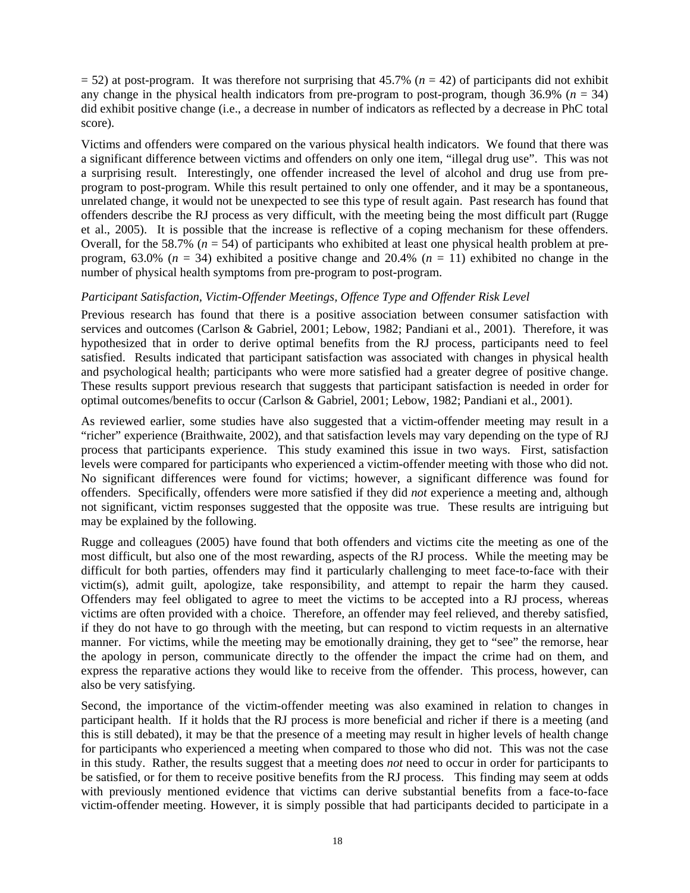= 52) at post-program. It was therefore not surprising that 45.7% ($n$ = 42) of participants did not exhibit any change in the physical health indicators from pre-program to post-program, though 36.9% ($n$ = 34) did exhibit positive change (i.e., a decrease in number of indicators as reflected by a decrease in PhC total score).

Victims and offenders were compared on the various physical health indicators. We found that there was a significant difference between victims and offenders on only one item, "illegal drug use". This was not a surprising result. Interestingly, one offender increased the level of alcohol and drug use from pre-program to post-program. While this result pertained to only one offender, and it may be a spontaneous, unrelated change, it would not be unexpected to see this type of result again. Past research has found that offenders describe the RJ process as very difficult, with the meeting being the most difficult part (Rugge et al., 2005). It is possible that the increase is reflective of a coping mechanism for these offenders. Overall, for the 58.7% ($n$ = 54) of participants who exhibited at least one physical health problem at pre-program, 63.0% ($n$ = 34) exhibited a positive change and 20.4% ($n$ = 11) exhibited no change in the number of physical health symptoms from pre-program to post-program.

*Participant Satisfaction, Victim-Offender Meetings, Offence Type and Offender Risk Level*

Previous research has found that there is a positive association between consumer satisfaction with services and outcomes (Carlson & Gabriel, 2001; Lebow, 1982; Pandiani et al., 2001). Therefore, it was hypothesized that in order to derive optimal benefits from the RJ process, participants need to feel satisfied. Results indicated that participant satisfaction was associated with changes in physical health and psychological health; participants who were more satisfied had a greater degree of positive change. These results support previous research that suggests that participant satisfaction is needed in order for optimal outcomes/benefits to occur (Carlson & Gabriel, 2001; Lebow, 1982; Pandiani et al., 2001).

As reviewed earlier, some studies have also suggested that a victim-offender meeting may result in a "richer" experience (Braithwaite, 2002), and that satisfaction levels may vary depending on the type of RJ process that participants experience. This study examined this issue in two ways. First, satisfaction levels were compared for participants who experienced a victim-offender meeting with those who did not. No significant differences were found for victims; however, a significant difference was found for offenders. Specifically, offenders were more satisfied if they did *not* experience a meeting and, although not significant, victim responses suggested that the opposite was true. These results are intriguing but may be explained by the following.

Rugge and colleagues (2005) have found that both offenders and victims cite the meeting as one of the most difficult, but also one of the most rewarding, aspects of the RJ process. While the meeting may be difficult for both parties, offenders may find it particularly challenging to meet face-to-face with their victim(s), admit guilt, apologize, take responsibility, and attempt to repair the harm they caused. Offenders may feel obligated to agree to meet the victims to be accepted into a RJ process, whereas victims are often provided with a choice. Therefore, an offender may feel relieved, and thereby satisfied, if they do not have to go through with the meeting, but can respond to victim requests in an alternative manner. For victims, while the meeting may be emotionally draining, they get to "see" the remorse, hear the apology in person, communicate directly to the offender the impact the crime had on them, and express the reparative actions they would like to receive from the offender. This process, however, can also be very satisfying.

Second, the importance of the victim-offender meeting was also examined in relation to changes in participant health. If it holds that the RJ process is more beneficial and richer if there is a meeting (and this is still debated), it may be that the presence of a meeting may result in higher levels of health change for participants who experienced a meeting when compared to those who did not. This was not the case in this study. Rather, the results suggest that a meeting does *not* need to occur in order for participants to be satisfied, or for them to receive positive benefits from the RJ process. This finding may seem at odds with previously mentioned evidence that victims can derive substantial benefits from a face-to-face victim-offender meeting. However, it is simply possible that had participants decided to participate in a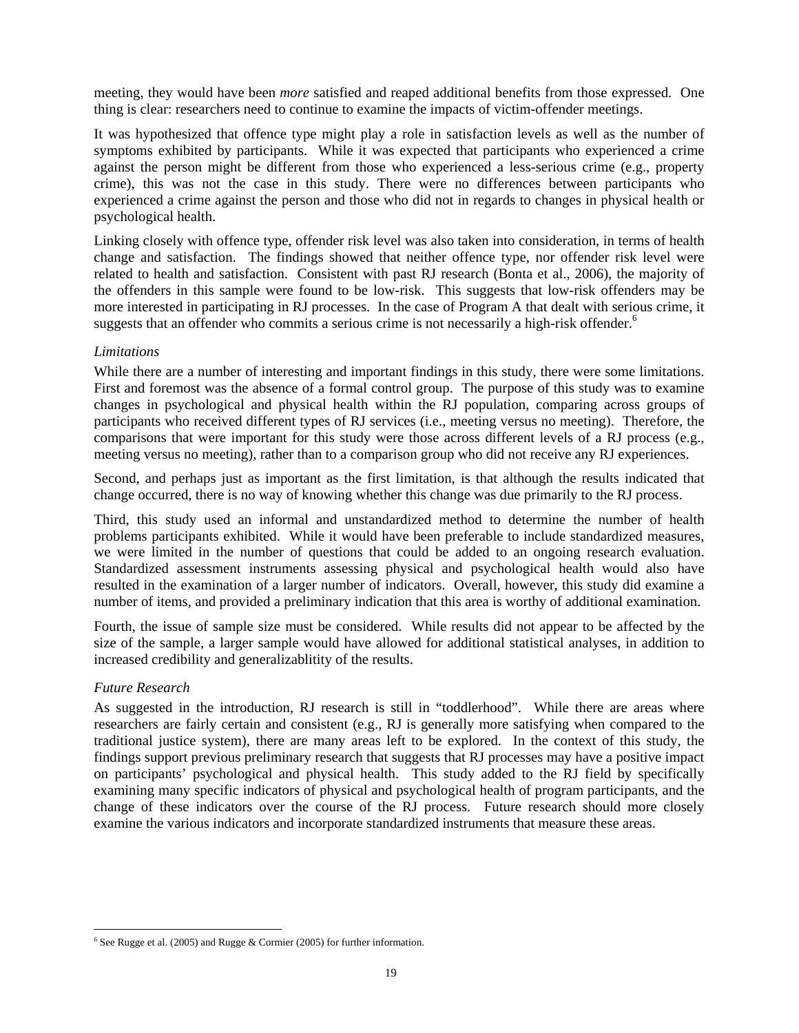meeting, they would have been *more* satisfied and reaped additional benefits from those expressed. One thing is clear: researchers need to continue to examine the impacts of victim-offender meetings.

It was hypothesized that offence type might play a role in satisfaction levels as well as the number of symptoms exhibited by participants. While it was expected that participants who experienced a crime against the person might be different from those who experienced a less-serious crime (e.g., property crime), this was not the case in this study. There were no differences between participants who experienced a crime against the person and those who did not in regards to changes in physical health or psychological health.

Linking closely with offence type, offender risk level was also taken into consideration, in terms of health change and satisfaction. The findings showed that neither offence type, nor offender risk level were related to health and satisfaction. Consistent with past RJ research (Bonta et al., 2006), the majority of the offenders in this sample were found to be low-risk. This suggests that low-risk offenders may be more interested in participating in RJ processes. In the case of Program A that dealt with serious crime, it suggests that an offender who commits a serious crime is not necessarily a high-risk offender.[6]

*Limitations*

While there are a number of interesting and important findings in this study, there were some limitations. First and foremost was the absence of a formal control group. The purpose of this study was to examine changes in psychological and physical health within the RJ population, comparing across groups of participants who received different types of RJ services (i.e., meeting versus no meeting). Therefore, the comparisons that were important for this study were those across different levels of a RJ process (e.g., meeting versus no meeting), rather than to a comparison group who did not receive any RJ experiences.

Second, and perhaps just as important as the first limitation, is that although the results indicated that change occurred, there is no way of knowing whether this change was due primarily to the RJ process.

Third, this study used an informal and unstandardized method to determine the number of health problems participants exhibited. While it would have been preferable to include standardized measures, we were limited in the number of questions that could be added to an ongoing research evaluation. Standardized assessment instruments assessing physical and psychological health would also have resulted in the examination of a larger number of indicators. Overall, however, this study did examine a number of items, and provided a preliminary indication that this area is worthy of additional examination.

Fourth, the issue of sample size must be considered. While results did not appear to be affected by the size of the sample, a larger sample would have allowed for additional statistical analyses, in addition to increased credibility and generalizablitity of the results.

*Future Research*

As suggested in the introduction, RJ research is still in "toddlerhood". While there are areas where researchers are fairly certain and consistent (e.g., RJ is generally more satisfying when compared to the traditional justice system), there are many areas left to be explored. In the context of this study, the findings support previous preliminary research that suggests that RJ processes may have a positive impact on participants' psychological and physical health. This study added to the RJ field by specifically examining many specific indicators of physical and psychological health of program participants, and the change of these indicators over the course of the RJ process. Future research should more closely examine the various indicators and incorporate standardized instruments that measure these areas.

[6] See Rugge et al. (2005) and Rugge & Cormier (2005) for further information.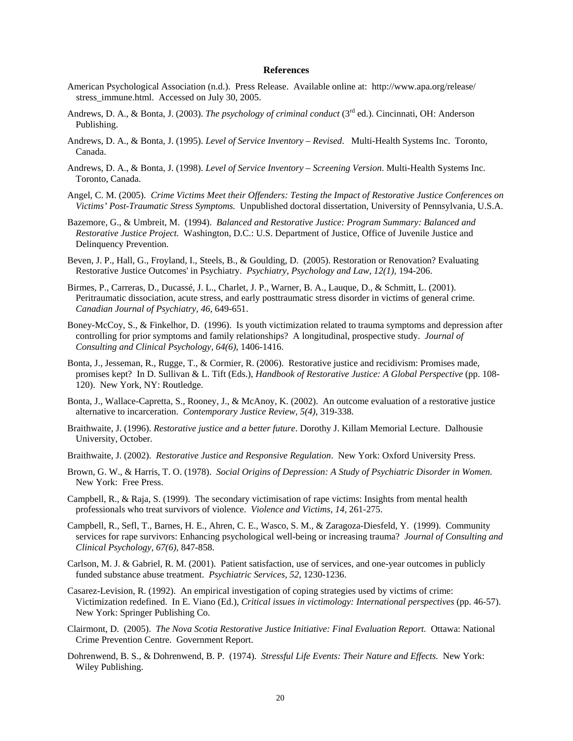## References

American Psychological Association (n.d.). Press Release. Available online at: http://www.apa.org/release/stress_immune.html. Accessed on July 30, 2005.

Andrews, D. A., & Bonta, J. (2003). *The psychology of criminal conduct* (3rd ed.). Cincinnati, OH: Anderson Publishing.

Andrews, D. A., & Bonta, J. (1995). *Level of Service Inventory – Revised*. Multi-Health Systems Inc. Toronto, Canada.

Andrews, D. A., & Bonta, J. (1998). *Level of Service Inventory – Screening Version*. Multi-Health Systems Inc. Toronto, Canada.

Angel, C. M. (2005). *Crime Victims Meet their Offenders: Testing the Impact of Restorative Justice Conferences on Victims' Post-Traumatic Stress Symptoms.* Unpublished doctoral dissertation, University of Pennsylvania, U.S.A.

Bazemore, G., & Umbreit, M. (1994). *Balanced and Restorative Justice: Program Summary: Balanced and Restorative Justice Project.* Washington, D.C.: U.S. Department of Justice, Office of Juvenile Justice and Delinquency Prevention.

Beven, J. P., Hall, G., Froyland, I., Steels, B., & Goulding, D. (2005). Restoration or Renovation? Evaluating Restorative Justice Outcomes' in Psychiatry. *Psychiatry, Psychology and Law, 12(1)*, 194-206.

Birmes, P., Carreras, D., Ducassé, J. L., Charlet, J. P., Warner, B. A., Lauque, D., & Schmitt, L. (2001). Peritraumatic dissociation, acute stress, and early posttraumatic stress disorder in victims of general crime. *Canadian Journal of Psychiatry, 46*, 649-651.

Boney-McCoy, S., & Finkelhor, D. (1996). Is youth victimization related to trauma symptoms and depression after controlling for prior symptoms and family relationships? A longitudinal, prospective study. *Journal of Consulting and Clinical Psychology, 64(6)*, 1406-1416.

Bonta, J., Jesseman, R., Rugge, T., & Cormier, R. (2006). Restorative justice and recidivism: Promises made, promises kept? In D. Sullivan & L. Tift (Eds.), *Handbook of Restorative Justice: A Global Perspective* (pp. 108-120). New York, NY: Routledge.

Bonta, J., Wallace-Capretta, S., Rooney, J., & McAnoy, K. (2002). An outcome evaluation of a restorative justice alternative to incarceration. *Contemporary Justice Review, 5(4)*, 319-338.

Braithwaite, J. (1996). *Restorative justice and a better future*. Dorothy J. Killam Memorial Lecture. Dalhousie University, October.

Braithwaite, J. (2002). *Restorative Justice and Responsive Regulation*. New York: Oxford University Press.

Brown, G. W., & Harris, T. O. (1978). *Social Origins of Depression: A Study of Psychiatric Disorder in Women.* New York: Free Press.

Campbell, R., & Raja, S. (1999). The secondary victimisation of rape victims: Insights from mental health professionals who treat survivors of violence. *Violence and Victims, 14*, 261-275.

Campbell, R., Sefl, T., Barnes, H. E., Ahren, C. E., Wasco, S. M., & Zaragoza-Diesfeld, Y. (1999). Community services for rape survivors: Enhancing psychological well-being or increasing trauma? *Journal of Consulting and Clinical Psychology, 67(6)*, 847-858.

Carlson, M. J. & Gabriel, R. M. (2001). Patient satisfaction, use of services, and one-year outcomes in publicly funded substance abuse treatment. *Psychiatric Services, 52*, 1230-1236.

Casarez-Levision, R. (1992). An empirical investigation of coping strategies used by victims of crime: Victimization redefined. In E. Viano (Ed.), *Critical issues in victimology: International perspectives* (pp. 46-57). New York: Springer Publishing Co.

Clairmont, D. (2005). *The Nova Scotia Restorative Justice Initiative: Final Evaluation Report.* Ottawa: National Crime Prevention Centre. Government Report.

Dohrenwend, B. S., & Dohrenwend, B. P. (1974). *Stressful Life Events: Their Nature and Effects.* New York: Wiley Publishing.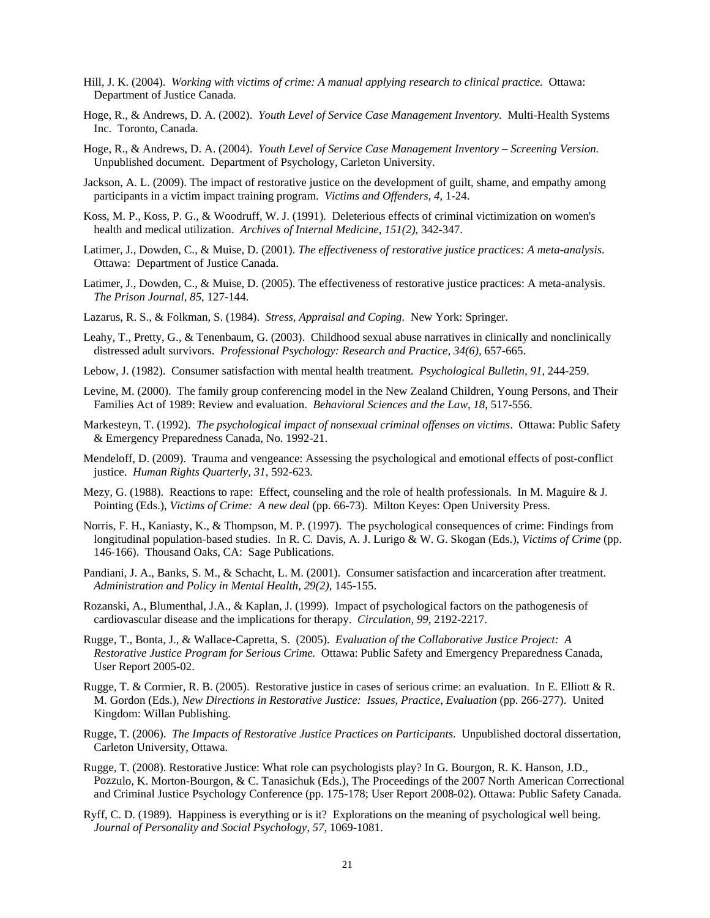Hill, J. K. (2004). *Working with victims of crime: A manual applying research to clinical practice.* Ottawa: Department of Justice Canada.

Hoge, R., & Andrews, D. A. (2002). *Youth Level of Service Case Management Inventory.* Multi-Health Systems Inc. Toronto, Canada.

Hoge, R., & Andrews, D. A. (2004). *Youth Level of Service Case Management Inventory – Screening Version.* Unpublished document. Department of Psychology, Carleton University.

Jackson, A. L. (2009). The impact of restorative justice on the development of guilt, shame, and empathy among participants in a victim impact training program. *Victims and Offenders, 4*, 1-24.

Koss, M. P., Koss, P. G., & Woodruff, W. J. (1991). Deleterious effects of criminal victimization on women's health and medical utilization. *Archives of Internal Medicine, 151(2),* 342-347.

Latimer, J., Dowden, C., & Muise, D. (2001). *The effectiveness of restorative justice practices: A meta-analysis.* Ottawa: Department of Justice Canada.

Latimer, J., Dowden, C., & Muise, D. (2005). The effectiveness of restorative justice practices: A meta-analysis. *The Prison Journal, 85*, 127-144.

Lazarus, R. S., & Folkman, S. (1984). *Stress, Appraisal and Coping.* New York: Springer.

Leahy, T., Pretty, G., & Tenenbaum, G. (2003). Childhood sexual abuse narratives in clinically and nonclinically distressed adult survivors. *Professional Psychology: Research and Practice, 34(6),* 657-665.

Lebow, J. (1982). Consumer satisfaction with mental health treatment. *Psychological Bulletin, 91*, 244-259.

Levine, M. (2000). The family group conferencing model in the New Zealand Children, Young Persons, and Their Families Act of 1989: Review and evaluation. *Behavioral Sciences and the Law, 18*, 517-556.

Markesteyn, T. (1992). *The psychological impact of nonsexual criminal offenses on victims*. Ottawa: Public Safety & Emergency Preparedness Canada, No. 1992-21.

Mendeloff, D. (2009). Trauma and vengeance: Assessing the psychological and emotional effects of post-conflict justice. *Human Rights Quarterly, 31*, 592-623.

Mezy, G. (1988). Reactions to rape: Effect, counseling and the role of health professionals. In M. Maguire & J. Pointing (Eds.), *Victims of Crime: A new deal* (pp. 66-73). Milton Keyes: Open University Press.

Norris, F. H., Kaniasty, K., & Thompson, M. P. (1997). The psychological consequences of crime: Findings from longitudinal population-based studies. In R. C. Davis, A. J. Lurigo & W. G. Skogan (Eds.), *Victims of Crime* (pp. 146-166). Thousand Oaks, CA: Sage Publications.

Pandiani, J. A., Banks, S. M., & Schacht, L. M. (2001). Consumer satisfaction and incarceration after treatment. *Administration and Policy in Mental Health, 29(2),* 145-155.

Rozanski, A., Blumenthal, J.A., & Kaplan, J. (1999). Impact of psychological factors on the pathogenesis of cardiovascular disease and the implications for therapy. *Circulation, 99*, 2192-2217.

Rugge, T., Bonta, J., & Wallace-Capretta, S. (2005). *Evaluation of the Collaborative Justice Project: A Restorative Justice Program for Serious Crime.* Ottawa: Public Safety and Emergency Preparedness Canada, User Report 2005-02.

Rugge, T. & Cormier, R. B. (2005). Restorative justice in cases of serious crime: an evaluation. In E. Elliott & R. M. Gordon (Eds.), *New Directions in Restorative Justice: Issues, Practice, Evaluation* (pp. 266-277). United Kingdom: Willan Publishing.

Rugge, T. (2006). *The Impacts of Restorative Justice Practices on Participants.* Unpublished doctoral dissertation, Carleton University, Ottawa.

Rugge, T. (2008). Restorative Justice: What role can psychologists play? In G. Bourgon, R. K. Hanson, J.D., Pozzulo, K. Morton-Bourgon, & C. Tanasichuk (Eds.), The Proceedings of the 2007 North American Correctional and Criminal Justice Psychology Conference (pp. 175-178; User Report 2008-02). Ottawa: Public Safety Canada.

Ryff, C. D. (1989). Happiness is everything or is it? Explorations on the meaning of psychological well being. *Journal of Personality and Social Psychology, 57*, 1069-1081.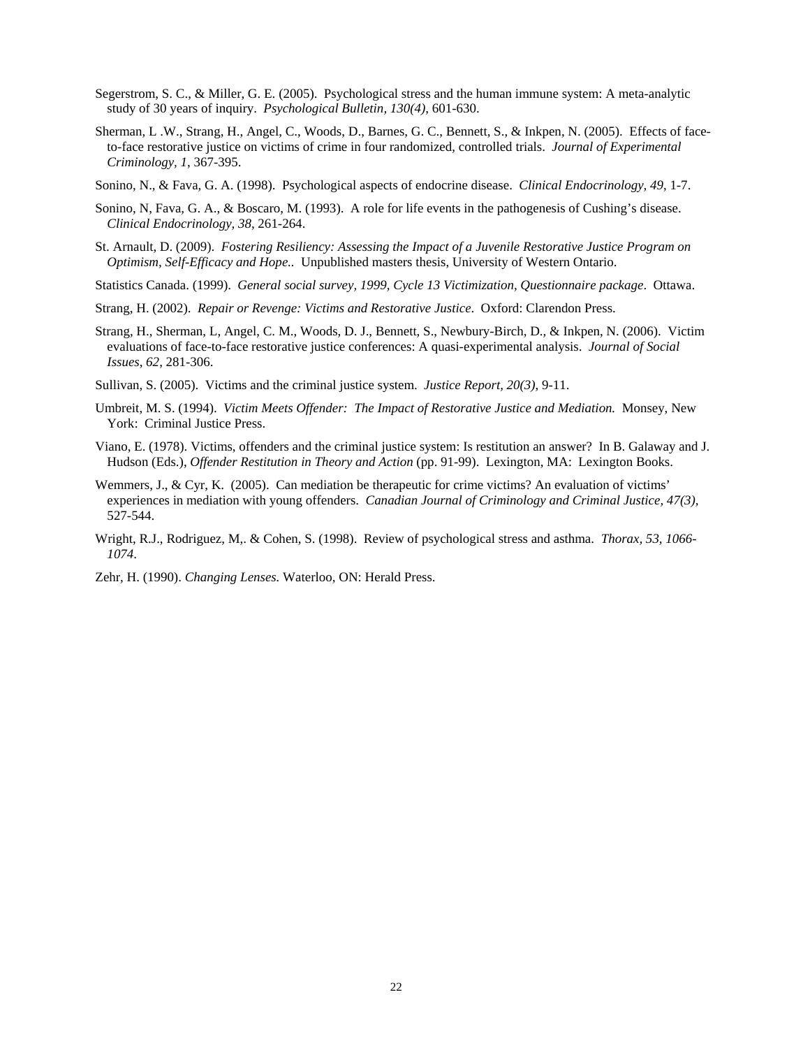Segerstrom, S. C., & Miller, G. E. (2005). Psychological stress and the human immune system: A meta-analytic study of 30 years of inquiry. *Psychological Bulletin, 130(4)*, 601-630.

Sherman, L .W., Strang, H., Angel, C., Woods, D., Barnes, G. C., Bennett, S., & Inkpen, N. (2005). Effects of face-to-face restorative justice on victims of crime in four randomized, controlled trials. *Journal of Experimental Criminology, 1*, 367-395.

Sonino, N., & Fava, G. A. (1998). Psychological aspects of endocrine disease. *Clinical Endocrinology, 49*, 1-7.

Sonino, N, Fava, G. A., & Boscaro, M. (1993). A role for life events in the pathogenesis of Cushing's disease. *Clinical Endocrinology, 38*, 261-264.

St. Arnault, D. (2009). *Fostering Resiliency: Assessing the Impact of a Juvenile Restorative Justice Program on Optimism, Self-Efficacy and Hope..* Unpublished masters thesis, University of Western Ontario.

Statistics Canada. (1999). *General social survey, 1999, Cycle 13 Victimization, Questionnaire package*. Ottawa.

Strang, H. (2002). *Repair or Revenge: Victims and Restorative Justice*. Oxford: Clarendon Press.

Strang, H., Sherman, L, Angel, C. M., Woods, D. J., Bennett, S., Newbury-Birch, D., & Inkpen, N. (2006). Victim evaluations of face-to-face restorative justice conferences: A quasi-experimental analysis. *Journal of Social Issues, 62*, 281-306.

Sullivan, S. (2005). Victims and the criminal justice system. *Justice Report, 20(3)*, 9-11.

Umbreit, M. S. (1994). *Victim Meets Offender: The Impact of Restorative Justice and Mediation.* Monsey, New York: Criminal Justice Press.

Viano, E. (1978). Victims, offenders and the criminal justice system: Is restitution an answer? In B. Galaway and J. Hudson (Eds.), *Offender Restitution in Theory and Action* (pp. 91-99). Lexington, MA: Lexington Books.

Wemmers, J., & Cyr, K. (2005). Can mediation be therapeutic for crime victims? An evaluation of victims' experiences in mediation with young offenders. *Canadian Journal of Criminology and Criminal Justice, 47(3),* 527-544.

Wright, R.J., Rodriguez, M,. & Cohen, S. (1998). Review of psychological stress and asthma. *Thorax, 53, 1066-1074*.

Zehr, H. (1990). *Changing Lenses.* Waterloo, ON: Herald Press.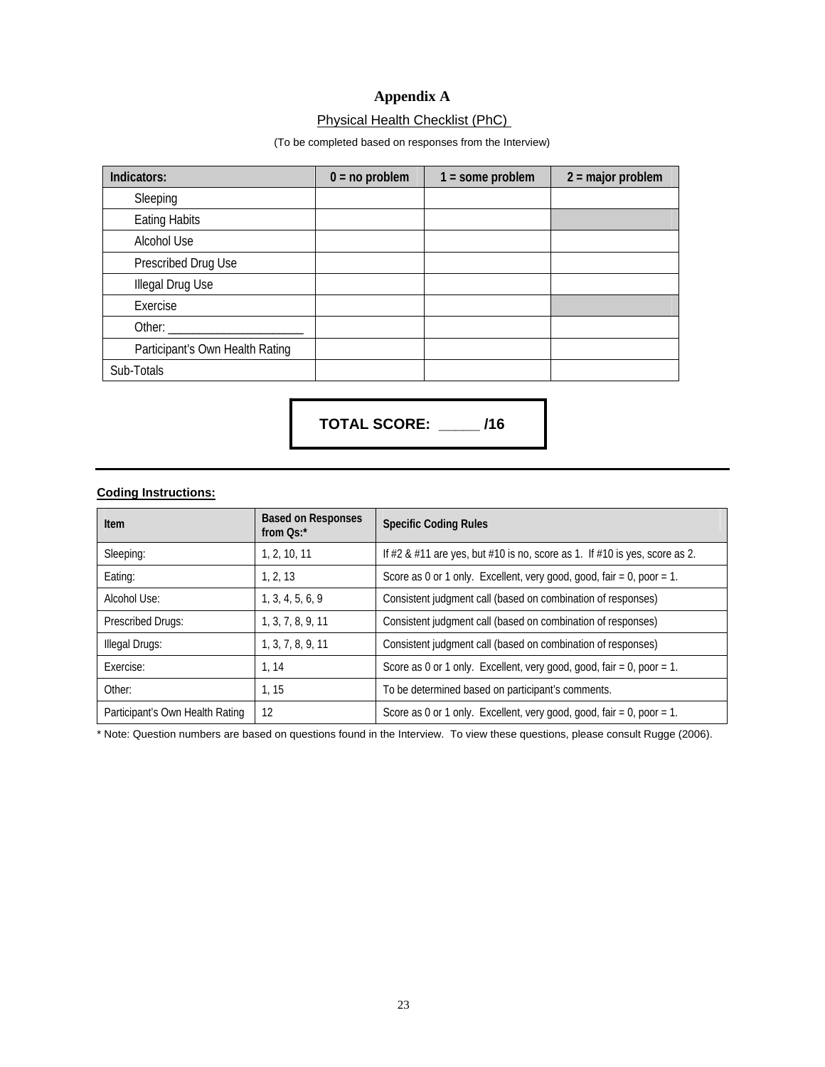# Appendix A

Physical Health Checklist (PhC)

(To be completed based on responses from the Interview)

| Indicators: | 0 = no problem | 1 = some problem | 2 = major problem |
|---|---|---|---|
| Sleeping | | | |
| Eating Habits | | | |
| Alcohol Use | | | |
| Prescribed Drug Use | | | |
| Illegal Drug Use | | | |
| Exercise | | | |
| Other: _____________________ | | | |
| Participant's Own Health Rating | | | |
| Sub-Totals | | | |

**TOTAL SCORE: _____ /16**

---

**Coding Instructions:**

| Item | Based on Responses from Qs:* | Specific Coding Rules |
|---|---|---|
| Sleeping: | 1, 2, 10, 11 | If #2 & #11 are yes, but #10 is no, score as 1. If #10 is yes, score as 2. |
| Eating: | 1, 2, 13 | Score as 0 or 1 only. Excellent, very good, good, fair = 0, poor = 1. |
| Alcohol Use: | 1, 3, 4, 5, 6, 9 | Consistent judgment call (based on combination of responses) |
| Prescribed Drugs: | 1, 3, 7, 8, 9, 11 | Consistent judgment call (based on combination of responses) |
| Illegal Drugs: | 1, 3, 7, 8, 9, 11 | Consistent judgment call (based on combination of responses) |
| Exercise: | 1, 14 | Score as 0 or 1 only. Excellent, very good, good, fair = 0, poor = 1. |
| Other: | 1, 15 | To be determined based on participant's comments. |
| Participant's Own Health Rating | 12 | Score as 0 or 1 only. Excellent, very good, good, fair = 0, poor = 1. |

* Note: Question numbers are based on questions found in the Interview. To view these questions, please consult Rugge (2006).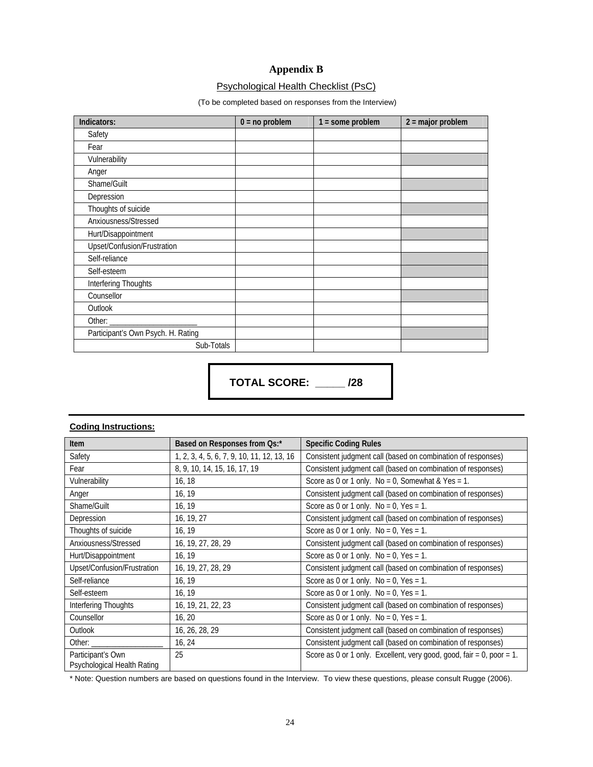# Appendix B

## Psychological Health Checklist (PsC)

(To be completed based on responses from the Interview)

| Indicators: | 0 = no problem | 1 = some problem | 2 = major problem |
|---|---|---|---|
| Safety | | | |
| Fear | | | |
| Vulnerability | | | |
| Anger | | | |
| Shame/Guilt | | | |
| Depression | | | |
| Thoughts of suicide | | | |
| Anxiousness/Stressed | | | |
| Hurt/Disappointment | | | |
| Upset/Confusion/Frustration | | | |
| Self-reliance | | | |
| Self-esteem | | | |
| Interfering Thoughts | | | |
| Counsellor | | | |
| Outlook | | | |
| Other: ____________________ | | | |
| Participant's Own Psych. H. Rating | | | |
| Sub-Totals | | | |

**TOTAL SCORE: _____ /28**

---

**Coding Instructions:**

| Item | Based on Responses from Qs:* | Specific Coding Rules |
|---|---|---|
| Safety | 1, 2, 3, 4, 5, 6, 7, 9, 10, 11, 12, 13, 16 | Consistent judgment call (based on combination of responses) |
| Fear | 8, 9, 10, 14, 15, 16, 17, 19 | Consistent judgment call (based on combination of responses) |
| Vulnerability | 16, 18 | Score as 0 or 1 only. No = 0, Somewhat & Yes = 1. |
| Anger | 16, 19 | Consistent judgment call (based on combination of responses) |
| Shame/Guilt | 16, 19 | Score as 0 or 1 only. No = 0, Yes = 1. |
| Depression | 16, 19, 27 | Consistent judgment call (based on combination of responses) |
| Thoughts of suicide | 16, 19 | Score as 0 or 1 only. No = 0, Yes = 1. |
| Anxiousness/Stressed | 16, 19, 27, 28, 29 | Consistent judgment call (based on combination of responses) |
| Hurt/Disappointment | 16, 19 | Score as 0 or 1 only. No = 0, Yes = 1. |
| Upset/Confusion/Frustration | 16, 19, 27, 28, 29 | Consistent judgment call (based on combination of responses) |
| Self-reliance | 16, 19 | Score as 0 or 1 only. No = 0, Yes = 1. |
| Self-esteem | 16, 19 | Score as 0 or 1 only. No = 0, Yes = 1. |
| Interfering Thoughts | 16, 19, 21, 22, 23 | Consistent judgment call (based on combination of responses) |
| Counsellor | 16, 20 | Score as 0 or 1 only. No = 0, Yes = 1. |
| Outlook | 16, 26, 28, 29 | Consistent judgment call (based on combination of responses) |
| Other: _________________ | 16, 24 | Consistent judgment call (based on combination of responses) |
| Participant's Own Psychological Health Rating | 25 | Score as 0 or 1 only. Excellent, very good, good, fair = 0, poor = 1. |

\* Note: Question numbers are based on questions found in the Interview. To view these questions, please consult Rugge (2006).